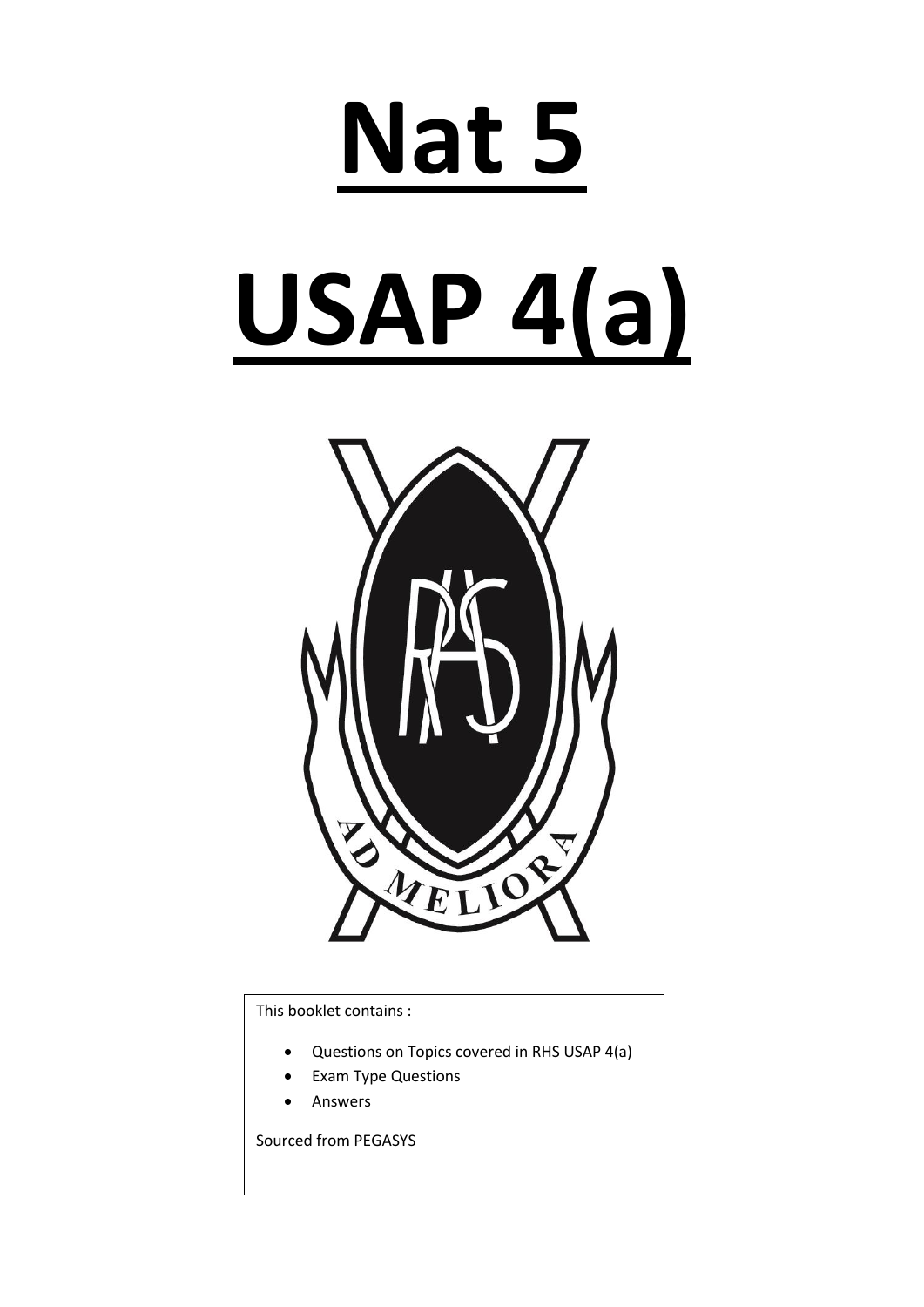# Nat 5

# USAP 4(a)

This booklet contains :

- Questions on Topics covered in RHS USAP 4(a)
- Exam Type Questions
- Answers

Sourced from PEGASYS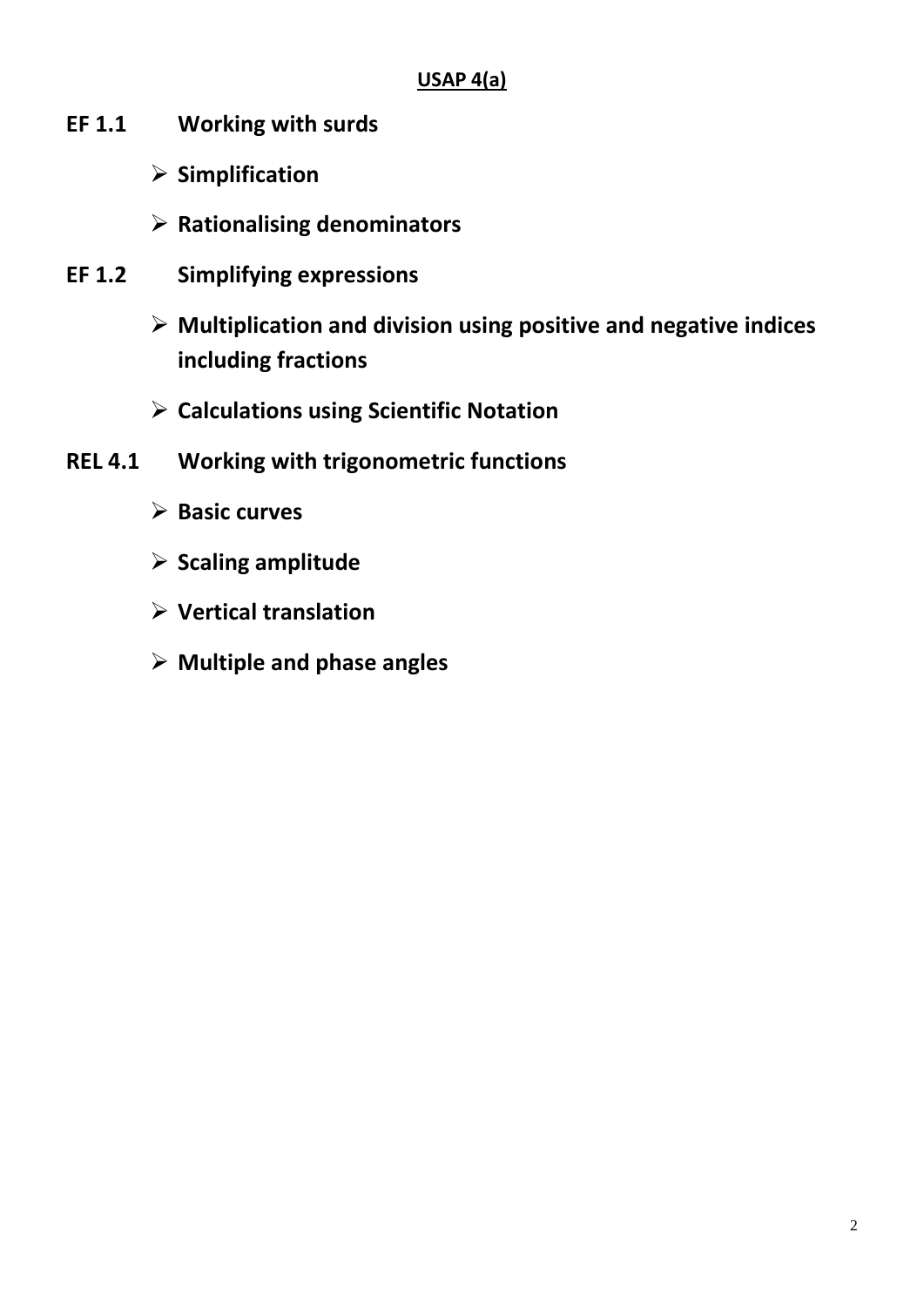**USAP 4(a)**

**EF 1.1 Working with surds**

- **Simplification**
- **Rationalising denominators**

**EF 1.2 Simplifying expressions**

- **Multiplication and division using positive and negative indices including fractions**
- **Calculations using Scientific Notation**

**REL 4.1 Working with trigonometric functions**

- **Basic curves**
- **Scaling amplitude**
- **Vertical translation**
- **Multiple and phase angles**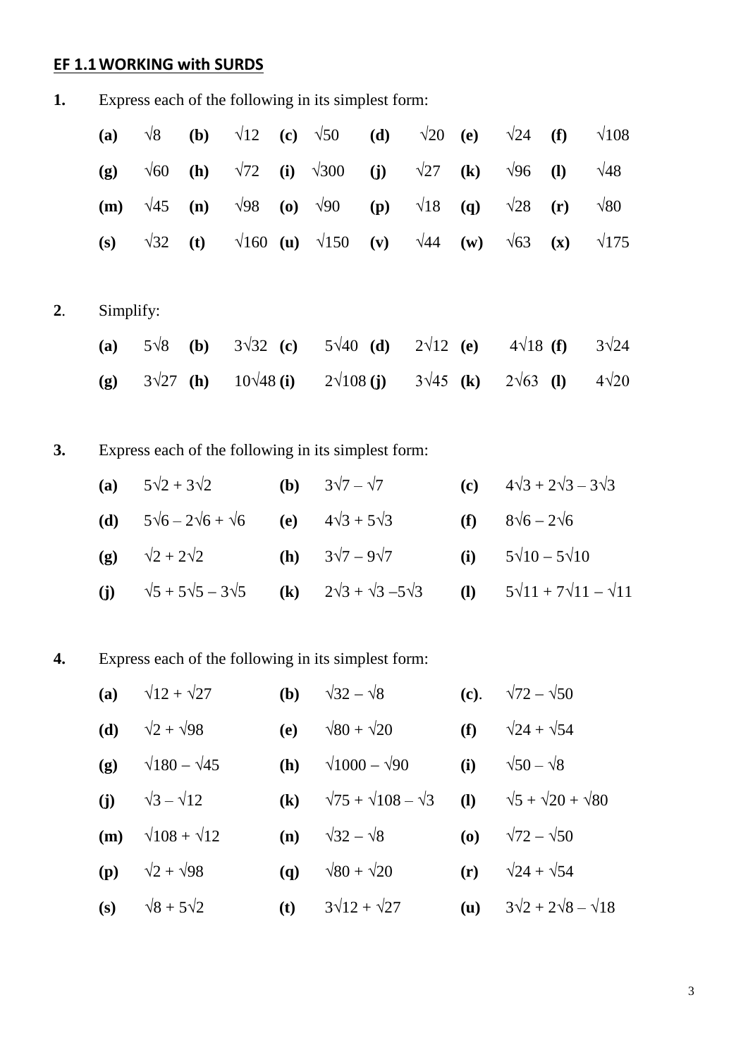## EF 1.1 WORKING with SURDS

**1.** Express each of the following in its simplest form:

**(a)** $\sqrt{8}$ **(b)** $\sqrt{12}$ **(c)** $\sqrt{50}$ **(d)** $\sqrt{20}$ **(e)** $\sqrt{24}$ **(f)** $\sqrt{108}$

**(g)** $\sqrt{60}$ **(h)** $\sqrt{72}$ **(i)** $\sqrt{300}$ **(j)** $\sqrt{27}$ **(k)** $\sqrt{96}$ **(l)** $\sqrt{48}$

**(m)** $\sqrt{45}$ **(n)** $\sqrt{98}$ **(o)** $\sqrt{90}$ **(p)** $\sqrt{18}$ **(q)** $\sqrt{28}$ **(r)** $\sqrt{80}$

**(s)** $\sqrt{32}$ **(t)** $\sqrt{160}$ **(u)** $\sqrt{150}$ **(v)** $\sqrt{44}$ **(w)** $\sqrt{63}$ **(x)** $\sqrt{175}$

**2**. Simplify:

**(a)** $5\sqrt{8}$ **(b)** $3\sqrt{32}$ **(c)** $5\sqrt{40}$ **(d)** $2\sqrt{12}$ **(e)** $4\sqrt{18}$ **(f)** $3\sqrt{24}$

**(g)** $3\sqrt{27}$ **(h)** $10\sqrt{48}$ **(i)** $2\sqrt{108}$ **(j)** $3\sqrt{45}$ **(k)** $2\sqrt{63}$ **(l)** $4\sqrt{20}$

**3.** Express each of the following in its simplest form:

**(a)** $5\sqrt{2} + 3\sqrt{2}$ **(b)** $3\sqrt{7} - \sqrt{7}$ **(c)** $4\sqrt{3} + 2\sqrt{3} - 3\sqrt{3}$

**(d)** $5\sqrt{6} - 2\sqrt{6} + \sqrt{6}$ **(e)** $4\sqrt{3} + 5\sqrt{3}$ **(f)** $8\sqrt{6} - 2\sqrt{6}$

**(g)** $\sqrt{2} + 2\sqrt{2}$ **(h)** $3\sqrt{7} - 9\sqrt{7}$ **(i)** $5\sqrt{10} - 5\sqrt{10}$

**(j)** $\sqrt{5} + 5\sqrt{5} - 3\sqrt{5}$ **(k)** $2\sqrt{3} + \sqrt{3} - 5\sqrt{3}$ **(l)** $5\sqrt{11} + 7\sqrt{11} - \sqrt{11}$

**4.** Express each of the following in its simplest form:

**(a)** $\sqrt{12} + \sqrt{27}$ **(b)** $\sqrt{32} - \sqrt{8}$ **(c)**. $\sqrt{72} - \sqrt{50}$

**(d)** $\sqrt{2} + \sqrt{98}$ **(e)** $\sqrt{80} + \sqrt{20}$ **(f)** $\sqrt{24} + \sqrt{54}$

**(g)** $\sqrt{180} - \sqrt{45}$ **(h)** $\sqrt{1000} - \sqrt{90}$ **(i)** $\sqrt{50} - \sqrt{8}$

**(j)** $\sqrt{3} - \sqrt{12}$ **(k)** $\sqrt{75} + \sqrt{108} - \sqrt{3}$ **(l)** $\sqrt{5} + \sqrt{20} + \sqrt{80}$

**(m)** $\sqrt{108} + \sqrt{12}$ **(n)** $\sqrt{32} - \sqrt{8}$ **(o)** $\sqrt{72} - \sqrt{50}$

**(p)** $\sqrt{2} + \sqrt{98}$ **(q)** $\sqrt{80} + \sqrt{20}$ **(r)** $\sqrt{24} + \sqrt{54}$

**(s)** $\sqrt{8} + 5\sqrt{2}$ **(t)** $3\sqrt{12} + \sqrt{27}$ **(u)** $3\sqrt{2} + 2\sqrt{8} - \sqrt{18}$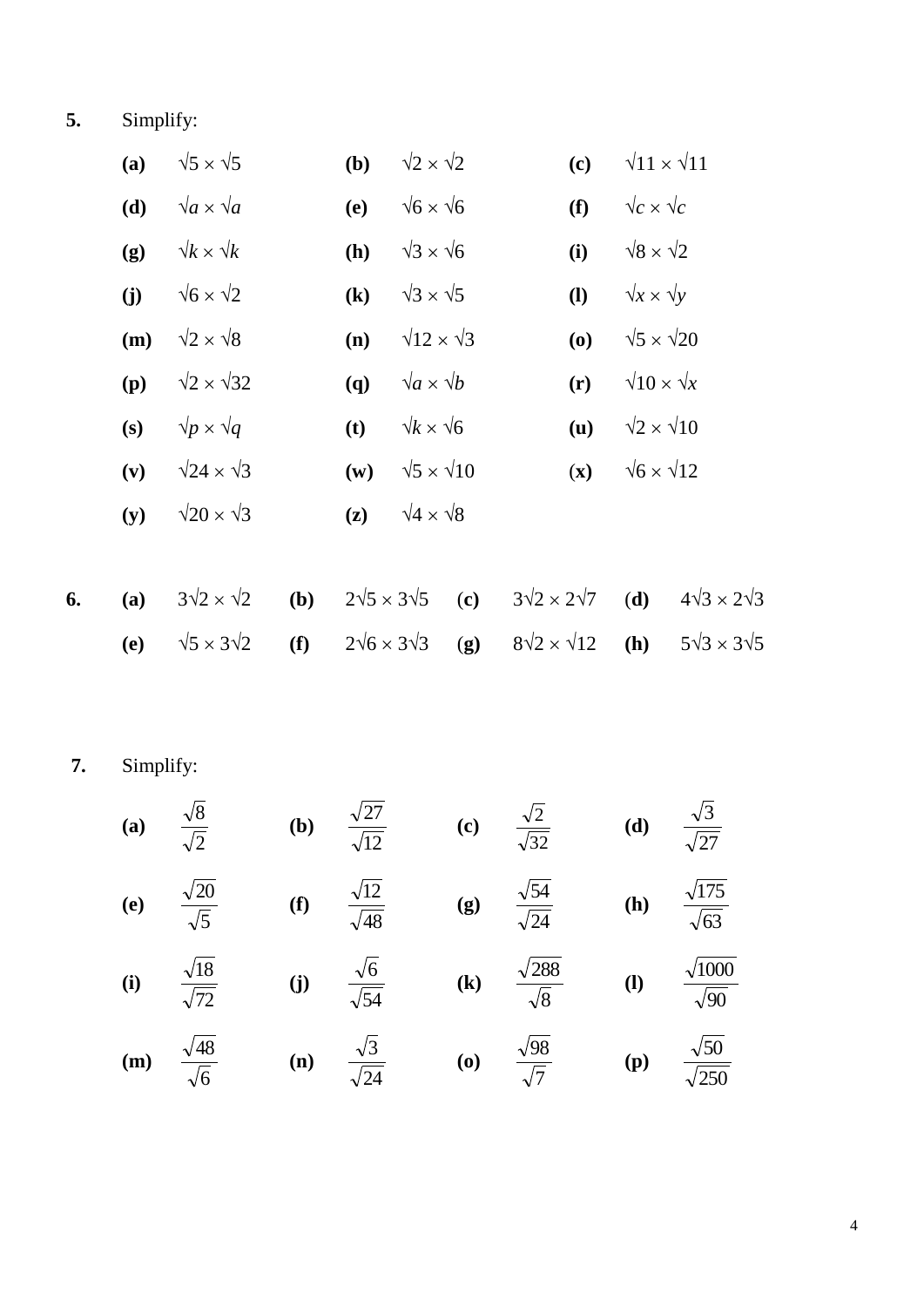**5.** Simplify:

**(a)** $\sqrt{5} \times \sqrt{5}$ **(b)** $\sqrt{2} \times \sqrt{2}$ **(c)** $\sqrt{11} \times \sqrt{11}$

**(d)** $\sqrt{a} \times \sqrt{a}$ **(e)** $\sqrt{6} \times \sqrt{6}$ **(f)** $\sqrt{c} \times \sqrt{c}$

**(g)** $\sqrt{k} \times \sqrt{k}$ **(h)** $\sqrt{3} \times \sqrt{6}$ **(i)** $\sqrt{8} \times \sqrt{2}$

**(j)** $\sqrt{6} \times \sqrt{2}$ **(k)** $\sqrt{3} \times \sqrt{5}$ **(l)** $\sqrt{x} \times \sqrt{y}$

**(m)** $\sqrt{2} \times \sqrt{8}$ **(n)** $\sqrt{12} \times \sqrt{3}$ **(o)** $\sqrt{5} \times \sqrt{20}$

**(p)** $\sqrt{2} \times \sqrt{32}$ **(q)** $\sqrt{a} \times \sqrt{b}$ **(r)** $\sqrt{10} \times \sqrt{x}$

**(s)** $\sqrt{p} \times \sqrt{q}$ **(t)** $\sqrt{k} \times \sqrt{6}$ **(u)** $\sqrt{2} \times \sqrt{10}$

**(v)** $\sqrt{24} \times \sqrt{3}$ **(w)** $\sqrt{5} \times \sqrt{10}$ **(x)** $\sqrt{6} \times \sqrt{12}$

**(y)** $\sqrt{20} \times \sqrt{3}$ **(z)** $\sqrt{4} \times \sqrt{8}$

**6.** **(a)** $3\sqrt{2} \times \sqrt{2}$ **(b)** $2\sqrt{5} \times 3\sqrt{5}$ **(c)** $3\sqrt{2} \times 2\sqrt{7}$ **(d)** $4\sqrt{3} \times 2\sqrt{3}$

**(e)** $\sqrt{5} \times 3\sqrt{2}$ **(f)** $2\sqrt{6} \times 3\sqrt{3}$ **(g)** $8\sqrt{2} \times \sqrt{12}$ **(h)** $5\sqrt{3} \times 3\sqrt{5}$

**7.** Simplify:

**(a)** $\dfrac{\sqrt{8}}{\sqrt{2}}$ **(b)** $\dfrac{\sqrt{27}}{\sqrt{12}}$ **(c)** $\dfrac{\sqrt{2}}{\sqrt{32}}$ **(d)** $\dfrac{\sqrt{3}}{\sqrt{27}}$

**(e)** $\dfrac{\sqrt{20}}{\sqrt{5}}$ **(f)** $\dfrac{\sqrt{12}}{\sqrt{48}}$ **(g)** $\dfrac{\sqrt{54}}{\sqrt{24}}$ **(h)** $\dfrac{\sqrt{175}}{\sqrt{63}}$

**(i)** $\dfrac{\sqrt{18}}{\sqrt{72}}$ **(j)** $\dfrac{\sqrt{6}}{\sqrt{54}}$ **(k)** $\dfrac{\sqrt{288}}{\sqrt{8}}$ **(l)** $\dfrac{\sqrt{1000}}{\sqrt{90}}$

**(m)** $\dfrac{\sqrt{48}}{\sqrt{6}}$ **(n)** $\dfrac{\sqrt{3}}{\sqrt{24}}$ **(o)** $\dfrac{\sqrt{98}}{\sqrt{7}}$ **(p)** $\dfrac{\sqrt{50}}{\sqrt{250}}$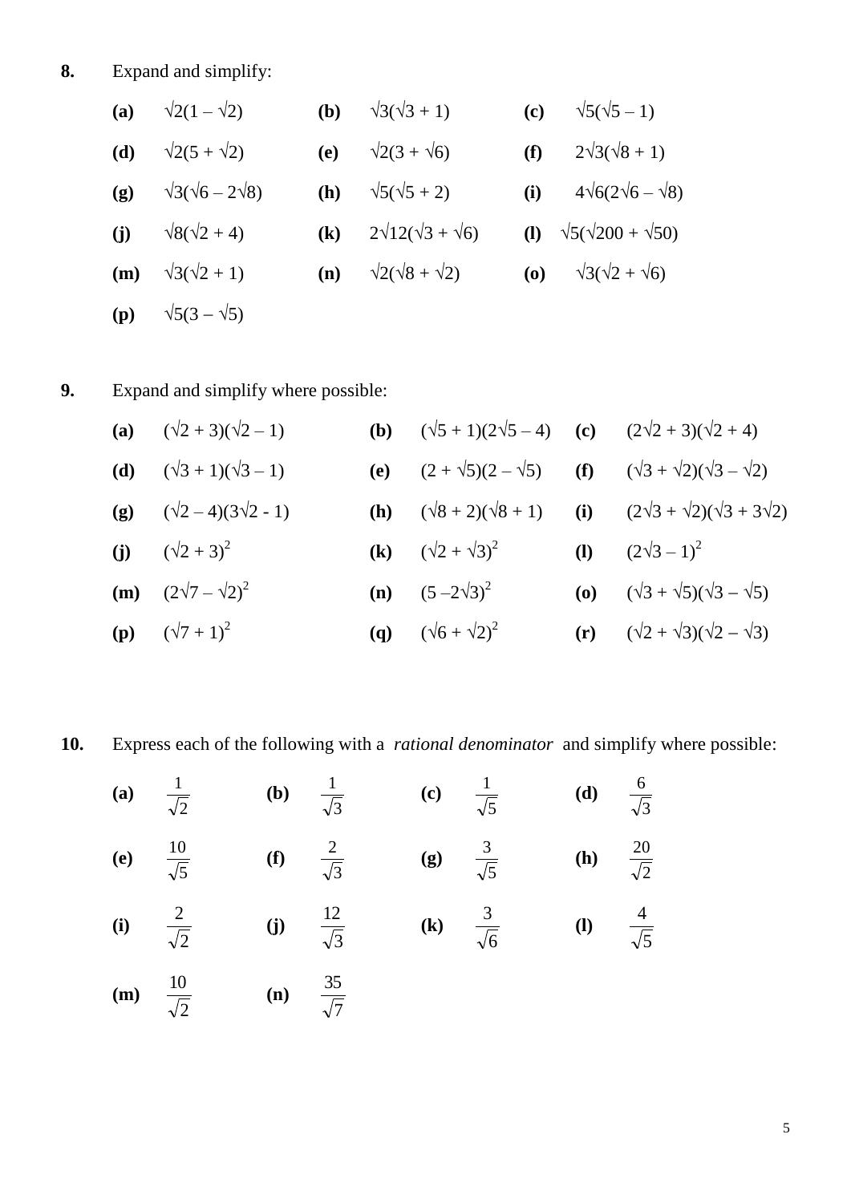**8.** Expand and simplify:

**(a)** $\sqrt{2}(1 - \sqrt{2})$ **(b)** $\sqrt{3}(\sqrt{3} + 1)$ **(c)** $\sqrt{5}(\sqrt{5} - 1)$

**(d)** $\sqrt{2}(5 + \sqrt{2})$ **(e)** $\sqrt{2}(3 + \sqrt{6})$ **(f)** $2\sqrt{3}(\sqrt{8} + 1)$

**(g)** $\sqrt{3}(\sqrt{6} - 2\sqrt{8})$ **(h)** $\sqrt{5}(\sqrt{5} + 2)$ **(i)** $4\sqrt{6}(2\sqrt{6} - \sqrt{8})$

**(j)** $\sqrt{8}(\sqrt{2} + 4)$ **(k)** $2\sqrt{12}(\sqrt{3} + \sqrt{6})$ **(l)** $\sqrt{5}(\sqrt{200} + \sqrt{50})$

**(m)** $\sqrt{3}(\sqrt{2} + 1)$ **(n)** $\sqrt{2}(\sqrt{8} + \sqrt{2})$ **(o)** $\sqrt{3}(\sqrt{2} + \sqrt{6})$

**(p)** $\sqrt{5}(3 - \sqrt{5})$

**9.** Expand and simplify where possible:

**(a)** $(\sqrt{2} + 3)(\sqrt{2} - 1)$ **(b)** $(\sqrt{5} + 1)(2\sqrt{5} - 4)$ **(c)** $(2\sqrt{2} + 3)(\sqrt{2} + 4)$

**(d)** $(\sqrt{3} + 1)(\sqrt{3} - 1)$ **(e)** $(2 + \sqrt{5})(2 - \sqrt{5})$ **(f)** $(\sqrt{3} + \sqrt{2})(\sqrt{3} - \sqrt{2})$

**(g)** $(\sqrt{2} - 4)(3\sqrt{2} - 1)$ **(h)** $(\sqrt{8} + 2)(\sqrt{8} + 1)$ **(i)** $(2\sqrt{3} + \sqrt{2})(\sqrt{3} + 3\sqrt{2})$

**(j)** $(\sqrt{2} + 3)^2$ **(k)** $(\sqrt{2} + \sqrt{3})^2$ **(l)** $(2\sqrt{3} - 1)^2$

**(m)** $(2\sqrt{7} - \sqrt{2})^2$ **(n)** $(5 - 2\sqrt{3})^2$ **(o)** $(\sqrt{3} + \sqrt{5})(\sqrt{3} - \sqrt{5})$

**(p)** $(\sqrt{7} + 1)^2$ **(q)** $(\sqrt{6} + \sqrt{2})^2$ **(r)** $(\sqrt{2} + \sqrt{3})(\sqrt{2} - \sqrt{3})$

**10.** Express each of the following with a *rational denominator* and simplify where possible:

**(a)** $\dfrac{1}{\sqrt{2}}$ **(b)** $\dfrac{1}{\sqrt{3}}$ **(c)** $\dfrac{1}{\sqrt{5}}$ **(d)** $\dfrac{6}{\sqrt{3}}$

**(e)** $\dfrac{10}{\sqrt{5}}$ **(f)** $\dfrac{2}{\sqrt{3}}$ **(g)** $\dfrac{3}{\sqrt{5}}$ **(h)** $\dfrac{20}{\sqrt{2}}$

**(i)** $\dfrac{2}{\sqrt{2}}$ **(j)** $\dfrac{12}{\sqrt{3}}$ **(k)** $\dfrac{3}{\sqrt{6}}$ **(l)** $\dfrac{4}{\sqrt{5}}$

**(m)** $\dfrac{10}{\sqrt{2}}$ **(n)** $\dfrac{35}{\sqrt{7}}$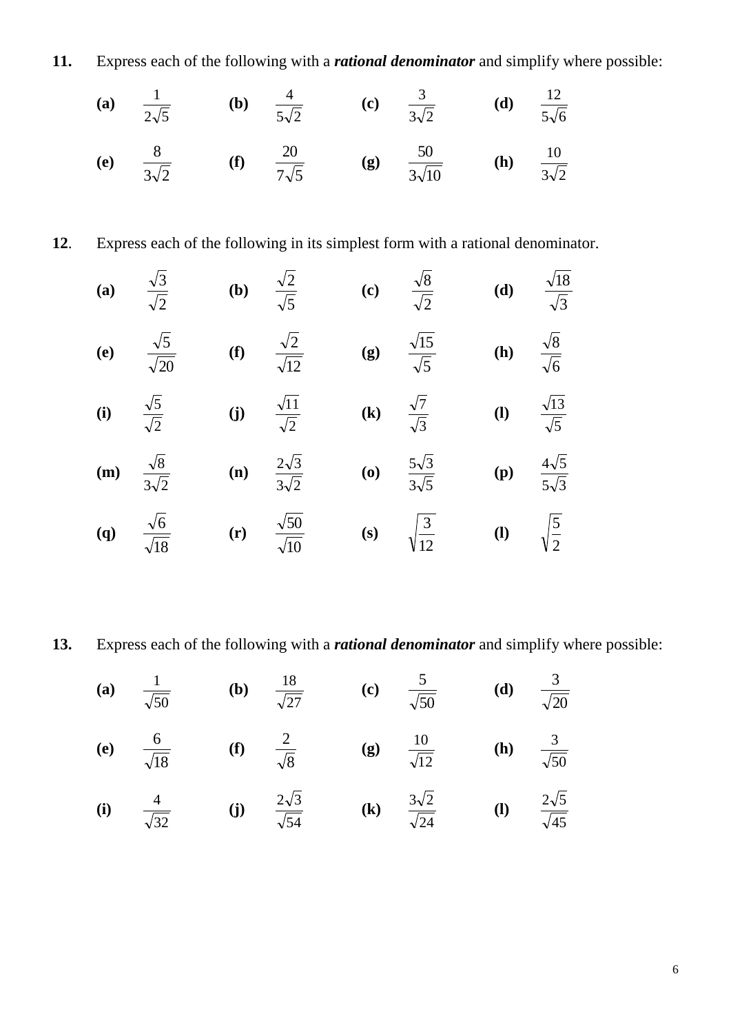**11.** Express each of the following with a ***rational denominator*** and simplify where possible:

**(a)** $\dfrac{1}{2\sqrt{5}}$ **(b)** $\dfrac{4}{5\sqrt{2}}$ **(c)** $\dfrac{3}{3\sqrt{2}}$ **(d)** $\dfrac{12}{5\sqrt{6}}$

**(e)** $\dfrac{8}{3\sqrt{2}}$ **(f)** $\dfrac{20}{7\sqrt{5}}$ **(g)** $\dfrac{50}{3\sqrt{10}}$ **(h)** $\dfrac{10}{3\sqrt{2}}$

**12.** Express each of the following in its simplest form with a rational denominator.

**(a)** $\dfrac{\sqrt{3}}{\sqrt{2}}$ **(b)** $\dfrac{\sqrt{2}}{\sqrt{5}}$ **(c)** $\dfrac{\sqrt{8}}{\sqrt{2}}$ **(d)** $\dfrac{\sqrt{18}}{\sqrt{3}}$

**(e)** $\dfrac{\sqrt{5}}{\sqrt{20}}$ **(f)** $\dfrac{\sqrt{2}}{\sqrt{12}}$ **(g)** $\dfrac{\sqrt{15}}{\sqrt{5}}$ **(h)** $\dfrac{\sqrt{8}}{\sqrt{6}}$

**(i)** $\dfrac{\sqrt{5}}{\sqrt{2}}$ **(j)** $\dfrac{\sqrt{11}}{\sqrt{2}}$ **(k)** $\dfrac{\sqrt{7}}{\sqrt{3}}$ **(l)** $\dfrac{\sqrt{13}}{\sqrt{5}}$

**(m)** $\dfrac{\sqrt{8}}{3\sqrt{2}}$ **(n)** $\dfrac{2\sqrt{3}}{3\sqrt{2}}$ **(o)** $\dfrac{5\sqrt{3}}{3\sqrt{5}}$ **(p)** $\dfrac{4\sqrt{5}}{5\sqrt{3}}$

**(q)** $\dfrac{\sqrt{6}}{\sqrt{18}}$ **(r)** $\dfrac{\sqrt{50}}{\sqrt{10}}$ **(s)** $\sqrt{\dfrac{3}{12}}$ **(l)** $\sqrt{\dfrac{5}{2}}$

**13.** Express each of the following with a ***rational denominator*** and simplify where possible:

**(a)** $\dfrac{1}{\sqrt{50}}$ **(b)** $\dfrac{18}{\sqrt{27}}$ **(c)** $\dfrac{5}{\sqrt{50}}$ **(d)** $\dfrac{3}{\sqrt{20}}$

**(e)** $\dfrac{6}{\sqrt{18}}$ **(f)** $\dfrac{2}{\sqrt{8}}$ **(g)** $\dfrac{10}{\sqrt{12}}$ **(h)** $\dfrac{3}{\sqrt{50}}$

**(i)** $\dfrac{4}{\sqrt{32}}$ **(j)** $\dfrac{2\sqrt{3}}{\sqrt{54}}$ **(k)** $\dfrac{3\sqrt{2}}{\sqrt{24}}$ **(l)** $\dfrac{2\sqrt{5}}{\sqrt{45}}$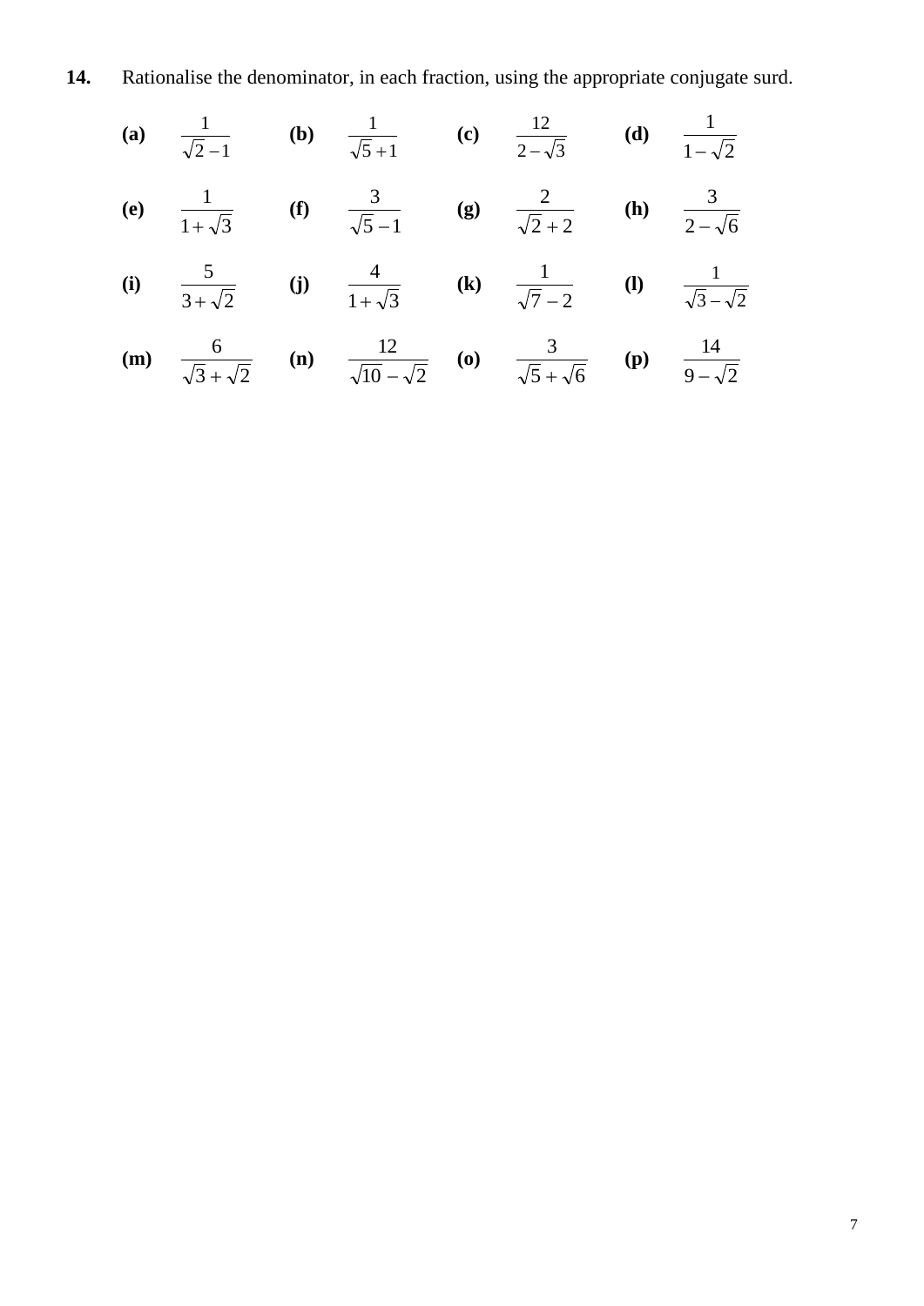**14.** Rationalise the denominator, in each fraction, using the appropriate conjugate surd.

**(a)** $\dfrac{1}{\sqrt{2}-1}$ **(b)** $\dfrac{1}{\sqrt{5}+1}$ **(c)** $\dfrac{12}{2-\sqrt{3}}$ **(d)** $\dfrac{1}{1-\sqrt{2}}$

**(e)** $\dfrac{1}{1+\sqrt{3}}$ **(f)** $\dfrac{3}{\sqrt{5}-1}$ **(g)** $\dfrac{2}{\sqrt{2}+2}$ **(h)** $\dfrac{3}{2-\sqrt{6}}$

**(i)** $\dfrac{5}{3+\sqrt{2}}$ **(j)** $\dfrac{4}{1+\sqrt{3}}$ **(k)** $\dfrac{1}{\sqrt{7}-2}$ **(l)** $\dfrac{1}{\sqrt{3}-\sqrt{2}}$

**(m)** $\dfrac{6}{\sqrt{3}+\sqrt{2}}$ **(n)** $\dfrac{12}{\sqrt{10}-\sqrt{2}}$ **(o)** $\dfrac{3}{\sqrt{5}+\sqrt{6}}$ **(p)** $\dfrac{14}{9-\sqrt{2}}$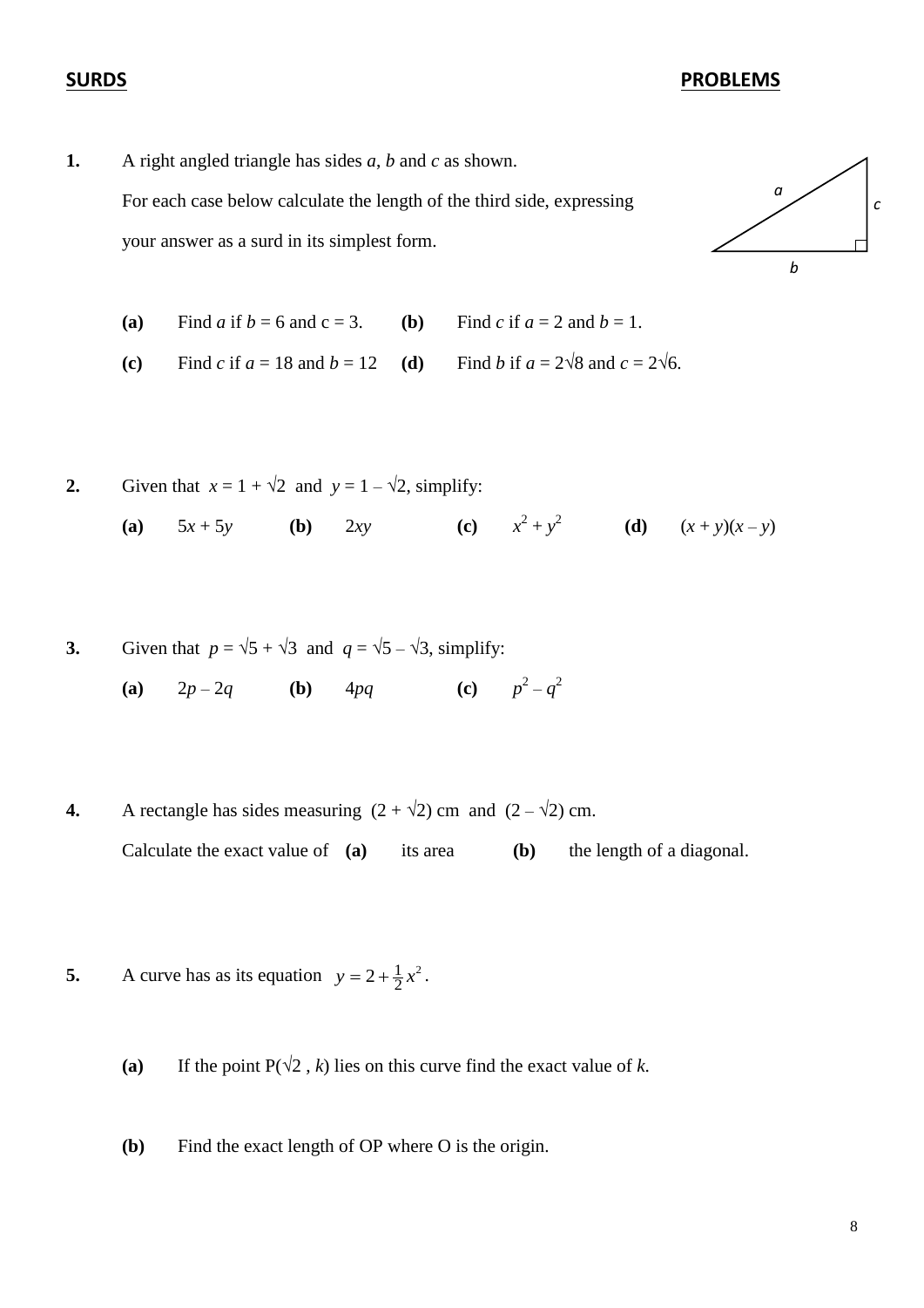**SURDS** **PROBLEMS**

**1.** A right angled triangle has sides $a$, $b$ and $c$ as shown.

For each case below calculate the length of the third side, expressing your answer as a surd in its simplest form.

**(a)** Find $a$ if $b = 6$ and $c = 3$. **(b)** Find $c$ if $a = 2$ and $b = 1$.

**(c)** Find $c$ if $a = 18$ and $b = 12$ **(d)** Find $b$ if $a = 2\sqrt{8}$ and $c = 2\sqrt{6}$.

**2.** Given that $x = 1 + \sqrt{2}$ and $y = 1 - \sqrt{2}$, simplify:

**(a)** $5x + 5y$ **(b)** $2xy$ **(c)** $x^2 + y^2$ **(d)** $(x + y)(x - y)$

**3.** Given that $p = \sqrt{5} + \sqrt{3}$ and $q = \sqrt{5} - \sqrt{3}$, simplify:

**(a)** $2p - 2q$ **(b)** $4pq$ **(c)** $p^2 - q^2$

**4.** A rectangle has sides measuring $(2 + \sqrt{2})$ cm and $(2 - \sqrt{2})$ cm.

Calculate the exact value of **(a)** its area **(b)** the length of a diagonal.

**5.** A curve has as its equation $y = 2 + \frac{1}{2}x^2$.

**(a)** If the point P($\sqrt{2}$ , $k$) lies on this curve find the exact value of $k$.

**(b)** Find the exact length of OP where O is the origin.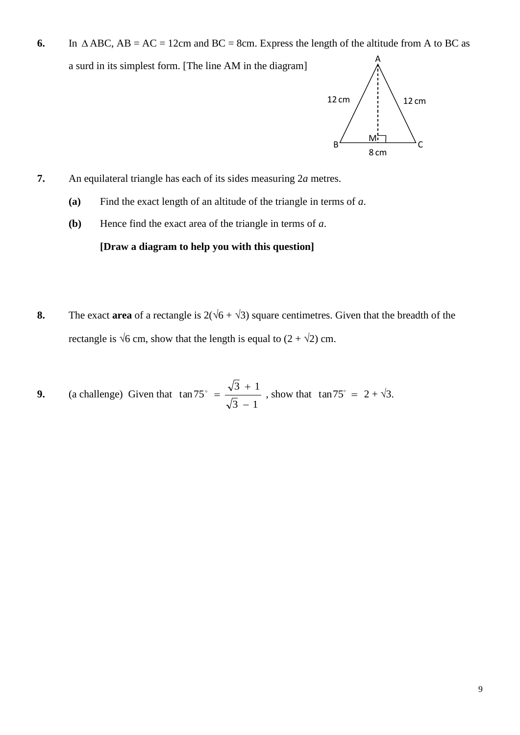**6.** In $\Delta$ABC, AB = AC = 12cm and BC = 8cm. Express the length of the altitude from A to BC as a surd in its simplest form. [The line AM in the diagram]

**7.** An equilateral triangle has each of its sides measuring $2a$ metres.

**(a)** Find the exact length of an altitude of the triangle in terms of $a$.

**(b)** Hence find the exact area of the triangle in terms of $a$.

**[Draw a diagram to help you with this question]**

**8.** The exact **area** of a rectangle is $2(\sqrt{6} + \sqrt{3})$ square centimetres. Given that the breadth of the rectangle is $\sqrt{6}$ cm, show that the length is equal to $(2 + \sqrt{2})$ cm.

**9.** (a challenge) Given that $\tan 75^\circ = \dfrac{\sqrt{3} + 1}{\sqrt{3} - 1}$, show that $\tan 75^\circ = 2 + \sqrt{3}$.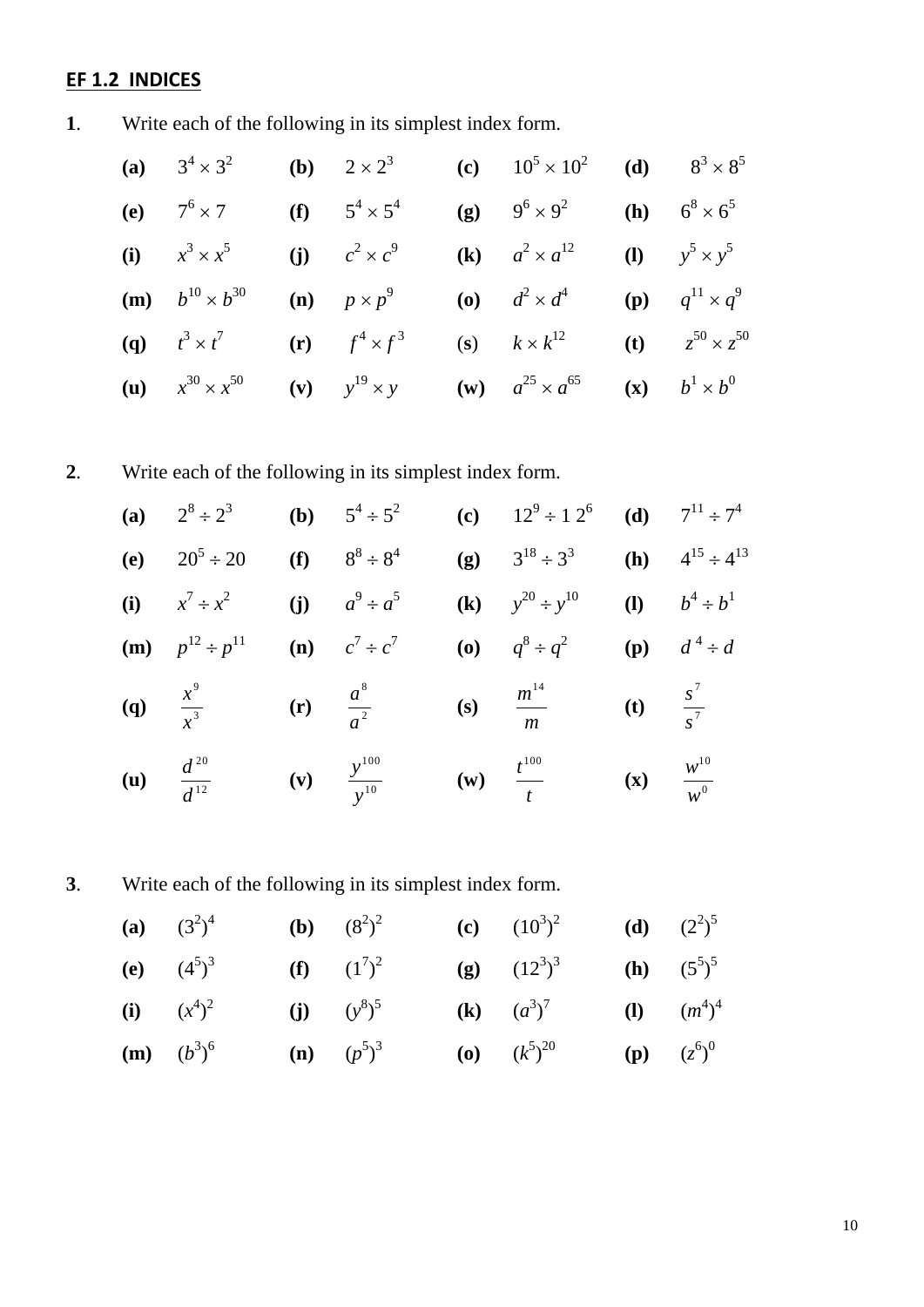**EF 1.2 INDICES**

**1**. Write each of the following in its simplest index form.

**(a)** $3^4 \times 3^2$ **(b)** $2 \times 2^3$ **(c)** $10^5 \times 10^2$ **(d)** $8^3 \times 8^5$

**(e)** $7^6 \times 7$ **(f)** $5^4 \times 5^4$ **(g)** $9^6 \times 9^2$ **(h)** $6^8 \times 6^5$

**(i)** $x^3 \times x^5$ **(j)** $c^2 \times c^9$ **(k)** $a^2 \times a^{12}$ **(l)** $y^5 \times y^5$

**(m)** $b^{10} \times b^{30}$ **(n)** $p \times p^9$ **(o)** $d^2 \times d^4$ **(p)** $q^{11} \times q^9$

**(q)** $t^3 \times t^7$ **(r)** $f^4 \times f^3$ (s) $k \times k^{12}$ **(t)** $z^{50} \times z^{50}$

**(u)** $x^{30} \times x^{50}$ **(v)** $y^{19} \times y$ **(w)** $a^{25} \times a^{65}$ **(x)** $b^1 \times b^0$

**2**. Write each of the following in its simplest index form.

**(a)** $2^8 \div 2^3$ **(b)** $5^4 \div 5^2$ **(c)** $12^9 \div 12^6$ **(d)** $7^{11} \div 7^4$

**(e)** $20^5 \div 20$ **(f)** $8^8 \div 8^4$ **(g)** $3^{18} \div 3^3$ **(h)** $4^{15} \div 4^{13}$

**(i)** $x^7 \div x^2$ **(j)** $a^9 \div a^5$ **(k)** $y^{20} \div y^{10}$ **(l)** $b^4 \div b^1$

**(m)** $p^{12} \div p^{11}$ **(n)** $c^7 \div c^7$ **(o)** $q^8 \div q^2$ **(p)** $d^4 \div d$

**(q)** $\dfrac{x^9}{x^3}$ **(r)** $\dfrac{a^8}{a^2}$ **(s)** $\dfrac{m^{14}}{m}$ **(t)** $\dfrac{s^7}{s^7}$

**(u)** $\dfrac{d^{20}}{d^{12}}$ **(v)** $\dfrac{y^{100}}{y^{10}}$ **(w)** $\dfrac{t^{100}}{t}$ **(x)** $\dfrac{w^{10}}{w^0}$

**3**. Write each of the following in its simplest index form.

**(a)** $(3^2)^4$ **(b)** $(8^2)^2$ **(c)** $(10^3)^2$ **(d)** $(2^2)^5$

**(e)** $(4^5)^3$ **(f)** $(1^7)^2$ **(g)** $(12^3)^3$ **(h)** $(5^5)^5$

**(i)** $(x^4)^2$ **(j)** $(y^8)^5$ **(k)** $(a^3)^7$ **(l)** $(m^4)^4$

**(m)** $(b^3)^6$ **(n)** $(p^5)^3$ **(o)** $(k^5)^{20}$ **(p)** $(z^6)^0$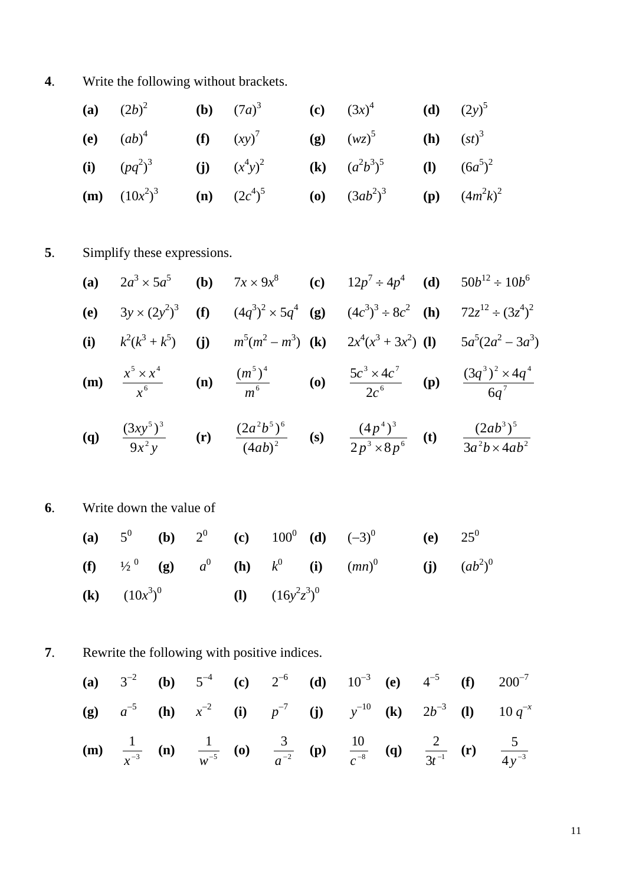**4**. Write the following without brackets.

**(a)** $(2b)^2$ **(b)** $(7a)^3$ **(c)** $(3x)^4$ **(d)** $(2y)^5$

**(e)** $(ab)^4$ **(f)** $(xy)^7$ **(g)** $(wz)^5$ **(h)** $(st)^3$

**(i)** $(pq^2)^3$ **(j)** $(x^4y)^2$ **(k)** $(a^2b^3)^5$ **(l)** $(6a^5)^2$

**(m)** $(10x^2)^3$ **(n)** $(2c^4)^5$ **(o)** $(3ab^2)^3$ **(p)** $(4m^2k)^2$

**5**. Simplify these expressions.

**(a)** $2a^3 \times 5a^5$ **(b)** $7x \times 9x^8$ **(c)** $12p^7 \div 4p^4$ **(d)** $50b^{12} \div 10b^6$

**(e)** $3y \times (2y^2)^3$ **(f)** $(4q^3)^2 \times 5q^4$ **(g)** $(4c^3)^3 \div 8c^2$ **(h)** $72z^{12} \div (3z^4)^2$

**(i)** $k^2(k^3 + k^5)$ **(j)** $m^5(m^2 - m^3)$ **(k)** $2x^4(x^3 + 3x^2)$ **(l)** $5a^5(2a^2 - 3a^3)$

**(m)** $\dfrac{x^5 \times x^4}{x^6}$ **(n)** $\dfrac{(m^5)^4}{m^6}$ **(o)** $\dfrac{5c^3 \times 4c^7}{2c^6}$ **(p)** $\dfrac{(3q^3)^2 \times 4q^4}{6q^7}$

**(q)** $\dfrac{(3xy^5)^3}{9x^2y}$ **(r)** $\dfrac{(2a^2b^5)^6}{(4ab)^2}$ **(s)** $\dfrac{(4p^4)^3}{2p^3 \times 8p^6}$ **(t)** $\dfrac{(2ab^3)^5}{3a^2b \times 4ab^2}$

**6**. Write down the value of

**(a)** $5^0$ **(b)** $2^0$ **(c)** $100^0$ **(d)** $(-3)^0$ **(e)** $25^0$

**(f)** $½^0$ **(g)** $a^0$ **(h)** $k^0$ **(i)** $(mn)^0$ **(j)** $(ab^2)^0$

**(k)** $(10x^3)^0$ **(l)** $(16y^2z^3)^0$

**7**. Rewrite the following with positive indices.

**(a)** $3^{-2}$ **(b)** $5^{-4}$ **(c)** $2^{-6}$ **(d)** $10^{-3}$ **(e)** $4^{-5}$ **(f)** $200^{-7}$

**(g)** $a^{-5}$ **(h)** $x^{-2}$ **(i)** $p^{-7}$ **(j)** $y^{-10}$ **(k)** $2b^{-3}$ **(l)** $10\,q^{-x}$

**(m)** $\dfrac{1}{x^{-3}}$ **(n)** $\dfrac{1}{w^{-5}}$ **(o)** $\dfrac{3}{a^{-2}}$ **(p)** $\dfrac{10}{c^{-8}}$ **(q)** $\dfrac{2}{3t^{-1}}$ **(r)** $\dfrac{5}{4y^{-3}}$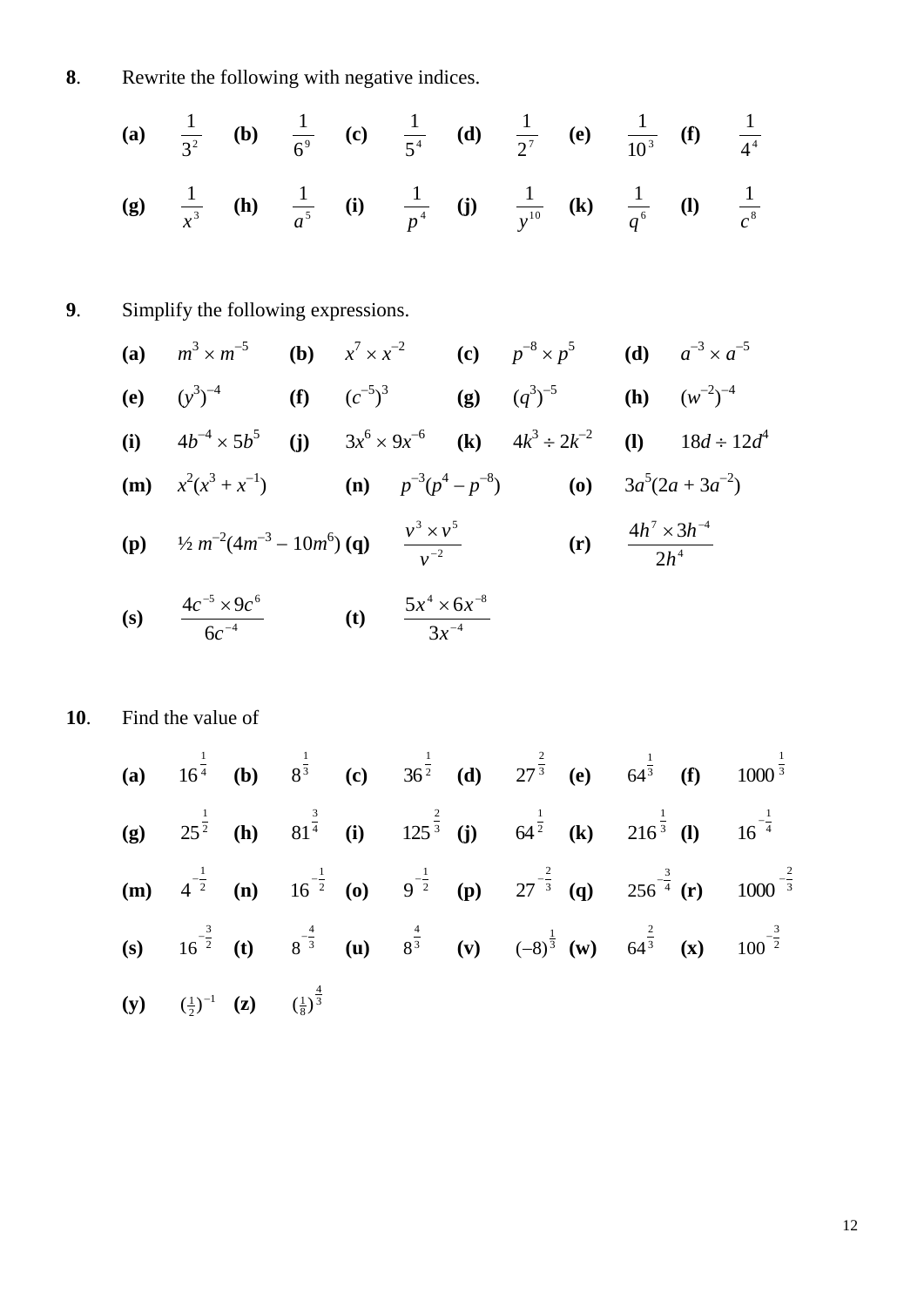**8**. Rewrite the following with negative indices.

**(a)** $\frac{1}{3^2}$ **(b)** $\frac{1}{6^9}$ **(c)** $\frac{1}{5^4}$ **(d)** $\frac{1}{2^7}$ **(e)** $\frac{1}{10^3}$ **(f)** $\frac{1}{4^4}$

**(g)** $\frac{1}{x^3}$ **(h)** $\frac{1}{a^5}$ **(i)** $\frac{1}{p^4}$ **(j)** $\frac{1}{y^{10}}$ **(k)** $\frac{1}{q^6}$ **(l)** $\frac{1}{c^8}$

**9**. Simplify the following expressions.

**(a)** $m^3 \times m^{-5}$ **(b)** $x^7 \times x^{-2}$ **(c)** $p^{-8} \times p^5$ **(d)** $a^{-3} \times a^{-5}$

**(e)** $(y^3)^{-4}$ **(f)** $(c^{-5})^3$ **(g)** $(q^3)^{-5}$ **(h)** $(w^{-2})^{-4}$

**(i)** $4b^{-4} \times 5b^5$ **(j)** $3x^6 \times 9x^{-6}$ **(k)** $4k^3 \div 2k^{-2}$ **(l)** $18d \div 12d^4$

**(m)** $x^2(x^3 + x^{-1})$ **(n)** $p^{-3}(p^4 - p^{-8})$ **(o)** $3a^5(2a + 3a^{-2})$

**(p)** $\frac{1}{2} m^{-2}(4m^{-3} - 10m^6)$ **(q)** $\frac{v^3 \times v^5}{v^{-2}}$ **(r)** $\frac{4h^7 \times 3h^{-4}}{2h^4}$

**(s)** $\frac{4c^{-5} \times 9c^6}{6c^{-4}}$ **(t)** $\frac{5x^4 \times 6x^{-8}}{3x^{-4}}$

**10**. Find the value of

**(a)** $16^{\frac{1}{4}}$ **(b)** $8^{\frac{1}{3}}$ **(c)** $36^{\frac{1}{2}}$ **(d)** $27^{\frac{2}{3}}$ **(e)** $64^{\frac{1}{3}}$ **(f)** $1000^{\frac{1}{3}}$

**(g)** $25^{\frac{1}{2}}$ **(h)** $81^{\frac{3}{4}}$ **(i)** $125^{\frac{2}{3}}$ **(j)** $64^{\frac{1}{2}}$ **(k)** $216^{\frac{1}{3}}$ **(l)** $16^{-\frac{1}{4}}$

**(m)** $4^{-\frac{1}{2}}$ **(n)** $16^{-\frac{1}{2}}$ **(o)** $9^{-\frac{1}{2}}$ **(p)** $27^{-\frac{2}{3}}$ **(q)** $256^{-\frac{3}{4}}$ **(r)** $1000^{-\frac{2}{3}}$

**(s)** $16^{-\frac{3}{2}}$ **(t)** $8^{-\frac{4}{3}}$ **(u)** $8^{\frac{4}{3}}$ **(v)** $(-8)^{\frac{1}{3}}$ **(w)** $64^{\frac{2}{3}}$ **(x)** $100^{-\frac{3}{2}}$

**(y)** $(\frac{1}{2})^{-1}$ **(z)** $(\frac{1}{8})^{\frac{4}{3}}$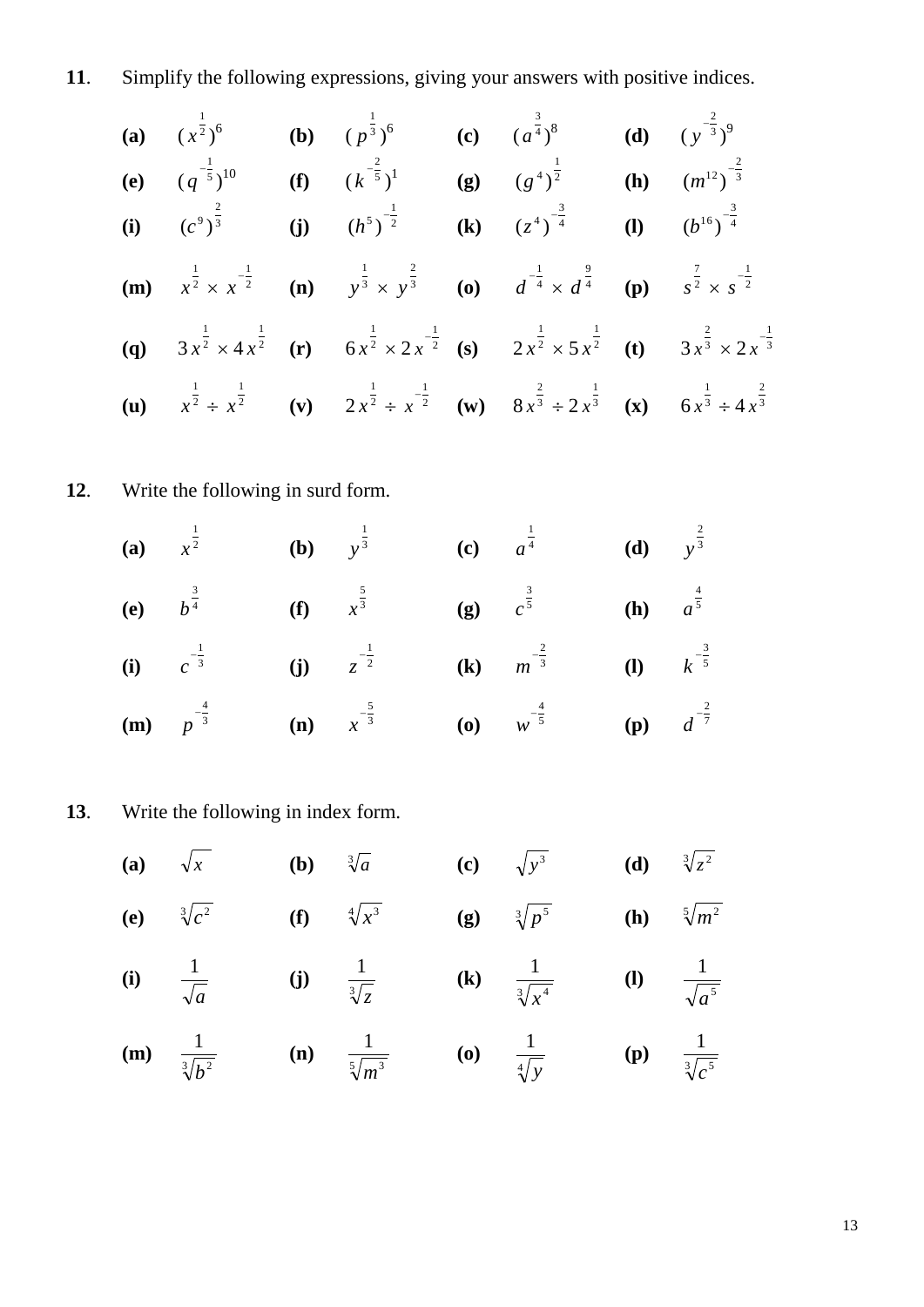**11**. Simplify the following expressions, giving your answers with positive indices.

**(a)** $(x^{\frac{1}{2}})^6$ **(b)** $(p^{\frac{1}{3}})^6$ **(c)** $(a^{\frac{3}{4}})^8$ **(d)** $(y^{-\frac{2}{3}})^9$

**(e)** $(q^{-\frac{1}{5}})^{10}$ **(f)** $(k^{-\frac{2}{5}})^1$ **(g)** $(g^4)^{\frac{1}{2}}$ **(h)** $(m^{12})^{-\frac{2}{3}}$

**(i)** $(c^9)^{\frac{2}{3}}$ **(j)** $(h^5)^{-\frac{1}{2}}$ **(k)** $(z^4)^{-\frac{3}{4}}$ **(l)** $(b^{16})^{-\frac{3}{4}}$

**(m)** $x^{\frac{1}{2}} \times x^{-\frac{1}{2}}$ **(n)** $y^{\frac{1}{3}} \times y^{\frac{2}{3}}$ **(o)** $d^{-\frac{1}{4}} \times d^{\frac{9}{4}}$ **(p)** $s^{\frac{7}{2}} \times s^{-\frac{1}{2}}$

**(q)** $3x^{\frac{1}{2}} \times 4x^{\frac{1}{2}}$ **(r)** $6x^{\frac{1}{2}} \times 2x^{-\frac{1}{2}}$ **(s)** $2x^{\frac{1}{2}} \times 5x^{\frac{1}{2}}$ **(t)** $3x^{\frac{2}{3}} \times 2x^{-\frac{1}{3}}$

**(u)** $x^{\frac{1}{2}} \div x^{\frac{1}{2}}$ **(v)** $2x^{\frac{1}{2}} \div x^{-\frac{1}{2}}$ **(w)** $8x^{\frac{2}{3}} \div 2x^{\frac{1}{3}}$ **(x)** $6x^{\frac{1}{3}} \div 4x^{\frac{2}{3}}$

**12**. Write the following in surd form.

**(a)** $x^{\frac{1}{2}}$ **(b)** $y^{\frac{1}{3}}$ **(c)** $a^{\frac{1}{4}}$ **(d)** $y^{\frac{2}{3}}$

**(e)** $b^{\frac{3}{4}}$ **(f)** $x^{\frac{5}{3}}$ **(g)** $c^{\frac{3}{5}}$ **(h)** $a^{\frac{4}{5}}$

**(i)** $c^{-\frac{1}{3}}$ **(j)** $z^{-\frac{1}{2}}$ **(k)** $m^{-\frac{2}{3}}$ **(l)** $k^{-\frac{3}{5}}$

**(m)** $p^{-\frac{4}{3}}$ **(n)** $x^{-\frac{5}{3}}$ **(o)** $w^{-\frac{4}{5}}$ **(p)** $d^{-\frac{2}{7}}$

**13**. Write the following in index form.

**(a)** $\sqrt{x}$ **(b)** $\sqrt[3]{a}$ **(c)** $\sqrt{y^3}$ **(d)** $\sqrt[3]{z^2}$

**(e)** $\sqrt[3]{c^2}$ **(f)** $\sqrt[4]{x^3}$ **(g)** $\sqrt[3]{p^5}$ **(h)** $\sqrt[5]{m^2}$

**(i)** $\dfrac{1}{\sqrt{a}}$ **(j)** $\dfrac{1}{\sqrt[3]{z}}$ **(k)** $\dfrac{1}{\sqrt[3]{x^4}}$ **(l)** $\dfrac{1}{\sqrt{a^5}}$

**(m)** $\dfrac{1}{\sqrt[3]{b^2}}$ **(n)** $\dfrac{1}{\sqrt[5]{m^3}}$ **(o)** $\dfrac{1}{\sqrt[4]{y}}$ **(p)** $\dfrac{1}{\sqrt[3]{c^5}}$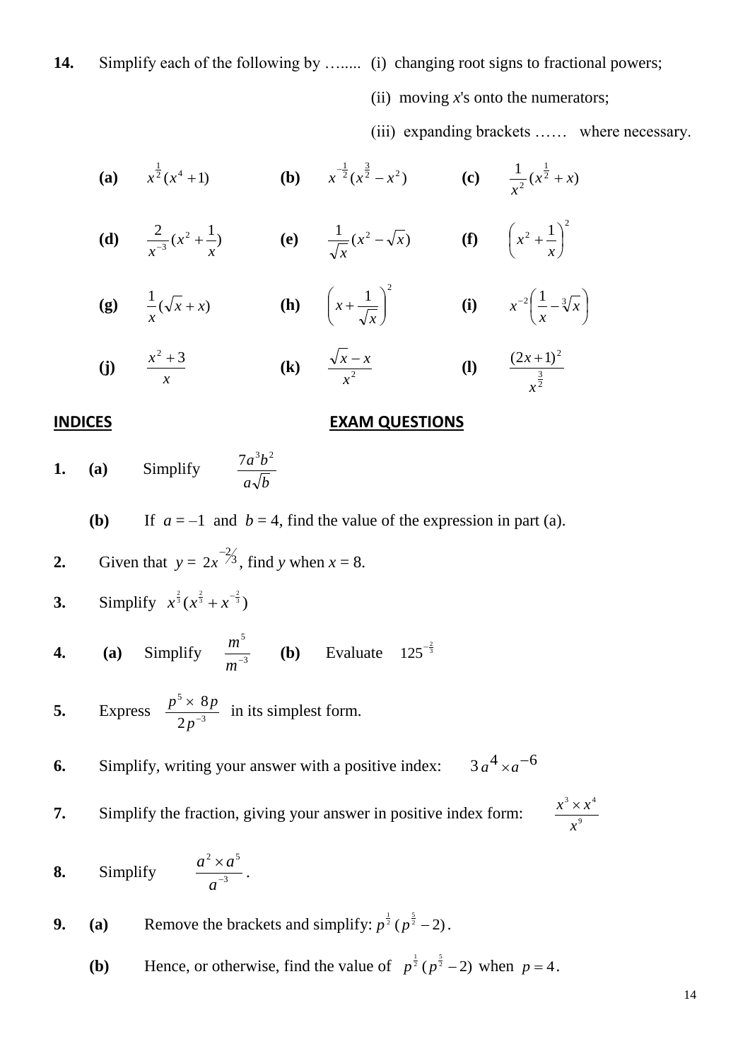**14.** Simplify each of the following by ….... (i) changing root signs to fractional powers;

(ii) moving *x*'s onto the numerators;

(iii) expanding brackets …… where necessary.

**(a)** $x^{\frac{1}{2}}(x^4 + 1)$ **(b)** $x^{-\frac{1}{2}}(x^{\frac{3}{2}} - x^2)$ **(c)** $\frac{1}{x^2}(x^{\frac{1}{2}} + x)$

**(d)** $\frac{2}{x^{-3}}(x^2 + \frac{1}{x})$ **(e)** $\frac{1}{\sqrt{x}}(x^2 - \sqrt{x})$ **(f)** $\left(x^2 + \frac{1}{x}\right)^2$

**(g)** $\frac{1}{x}(\sqrt{x} + x)$ **(h)** $\left(x + \frac{1}{\sqrt{x}}\right)^2$ **(i)** $x^{-2}\left(\frac{1}{x} - \sqrt[3]{x}\right)$

**(j)** $\frac{x^2 + 3}{x}$ **(k)** $\frac{\sqrt{x} - x}{x^2}$ **(l)** $\frac{(2x+1)^2}{x^{\frac{3}{2}}}$

## INDICES EXAM QUESTIONS

**1. (a)** Simplify $\frac{7a^3b^2}{a\sqrt{b}}$

**(b)** If $a = -1$ and $b = 4$, find the value of the expression in part (a).

**2.** Given that $y = 2x^{-2/3}$, find $y$ when $x = 8$.

**3.** Simplify $x^{\frac{2}{3}}(x^{\frac{2}{3}} + x^{-\frac{2}{3}})$

**4. (a)** Simplify $\frac{m^5}{m^{-3}}$ **(b)** Evaluate $125^{-\frac{2}{3}}$

**5.** Express $\frac{p^5 \times 8p}{2p^{-3}}$ in its simplest form.

**6.** Simplify, writing your answer with a positive index: $3a^4 \times a^{-6}$

**7.** Simplify the fraction, giving your answer in positive index form: $\frac{x^3 \times x^4}{x^9}$

**8.** Simplify $\frac{a^2 \times a^5}{a^{-3}}$.

**9. (a)** Remove the brackets and simplify: $p^{\frac{1}{2}}(p^{\frac{5}{2}} - 2)$.

**(b)** Hence, or otherwise, find the value of $p^{\frac{1}{2}}(p^{\frac{5}{2}} - 2)$ when $p = 4$.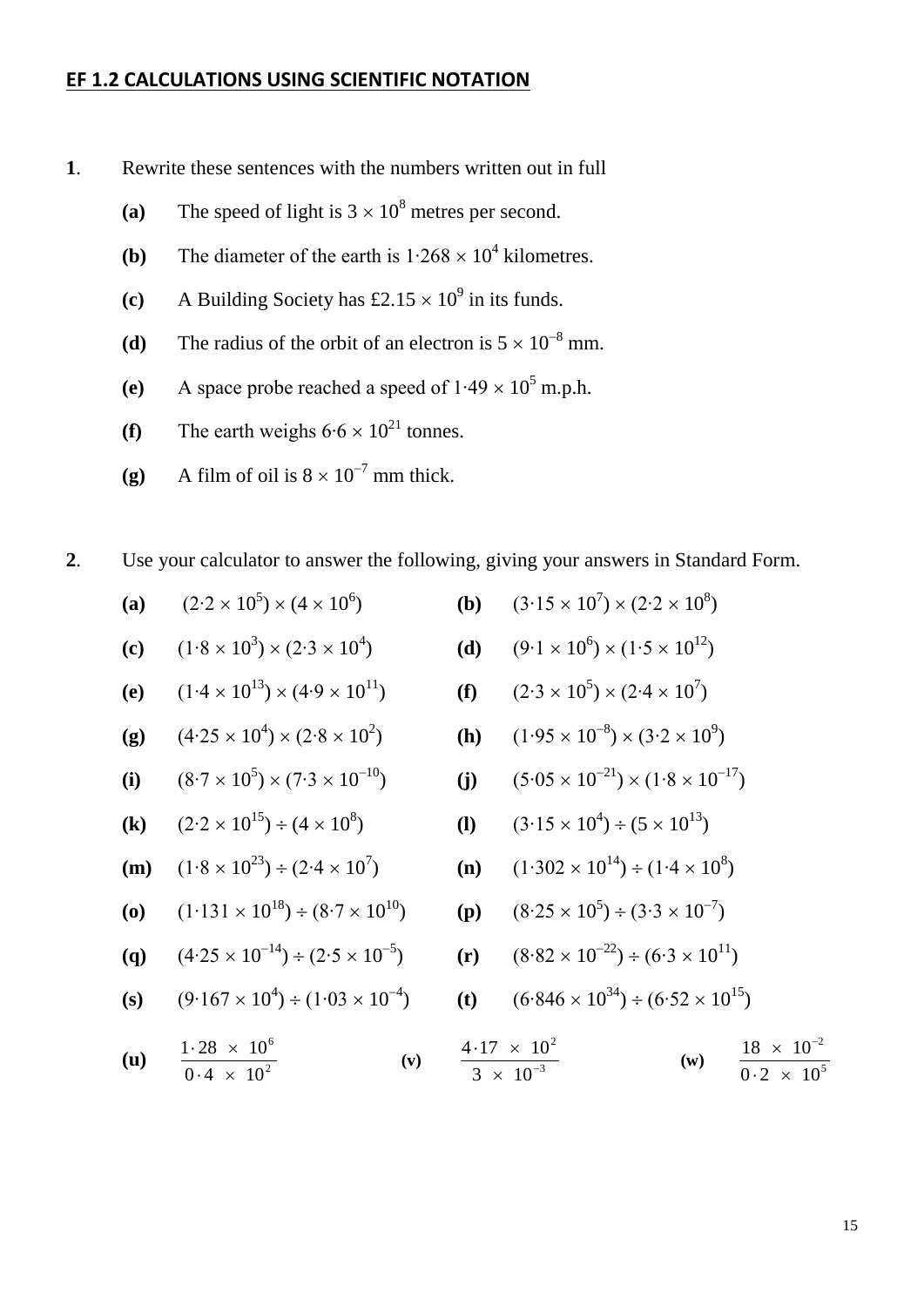## EF 1.2 CALCULATIONS USING SCIENTIFIC NOTATION

**1**. Rewrite these sentences with the numbers written out in full

**(a)** The speed of light is $3 \times 10^8$ metres per second.

**(b)** The diameter of the earth is $1{\cdot}268 \times 10^4$ kilometres.

**(c)** A Building Society has £$2.15 \times 10^9$ in its funds.

**(d)** The radius of the orbit of an electron is $5 \times 10^{-8}$ mm.

**(e)** A space probe reached a speed of $1{\cdot}49 \times 10^5$ m.p.h.

**(f)** The earth weighs $6{\cdot}6 \times 10^{21}$ tonnes.

**(g)** A film of oil is $8 \times 10^{-7}$ mm thick.

**2**. Use your calculator to answer the following, giving your answers in Standard Form.

**(a)** $(2{\cdot}2 \times 10^5) \times (4 \times 10^6)$

**(b)** $(3{\cdot}15 \times 10^7) \times (2{\cdot}2 \times 10^8)$

**(c)** $(1{\cdot}8 \times 10^3) \times (2{\cdot}3 \times 10^4)$

**(d)** $(9{\cdot}1 \times 10^6) \times (1{\cdot}5 \times 10^{12})$

**(e)** $(1{\cdot}4 \times 10^{13}) \times (4{\cdot}9 \times 10^{11})$

**(f)** $(2{\cdot}3 \times 10^5) \times (2{\cdot}4 \times 10^7)$

**(g)** $(4{\cdot}25 \times 10^4) \times (2{\cdot}8 \times 10^2)$

**(h)** $(1{\cdot}95 \times 10^{-8}) \times (3{\cdot}2 \times 10^9)$

**(i)** $(8{\cdot}7 \times 10^5) \times (7{\cdot}3 \times 10^{-10})$

**(j)** $(5{\cdot}05 \times 10^{-21}) \times (1{\cdot}8 \times 10^{-17})$

**(k)** $(2{\cdot}2 \times 10^{15}) \div (4 \times 10^8)$

**(l)** $(3{\cdot}15 \times 10^4) \div (5 \times 10^{13})$

**(m)** $(1{\cdot}8 \times 10^{23}) \div (2{\cdot}4 \times 10^7)$

**(n)** $(1{\cdot}302 \times 10^{14}) \div (1{\cdot}4 \times 10^8)$

**(o)** $(1{\cdot}131 \times 10^{18}) \div (8{\cdot}7 \times 10^{10})$

**(p)** $(8{\cdot}25 \times 10^5) \div (3{\cdot}3 \times 10^{-7})$

**(q)** $(4{\cdot}25 \times 10^{-14}) \div (2{\cdot}5 \times 10^{-5})$

**(r)** $(8{\cdot}82 \times 10^{-22}) \div (6{\cdot}3 \times 10^{11})$

**(s)** $(9{\cdot}167 \times 10^4) \div (1{\cdot}03 \times 10^{-4})$

**(t)** $(6{\cdot}846 \times 10^{34}) \div (6{\cdot}52 \times 10^{15})$

**(u)** $\dfrac{1{\cdot}28 \times 10^6}{0{\cdot}4 \times 10^2}$

**(v)** $\dfrac{4{\cdot}17 \times 10^2}{3 \times 10^{-3}}$

**(w)** $\dfrac{18 \times 10^{-2}}{0{\cdot}2 \times 10^5}$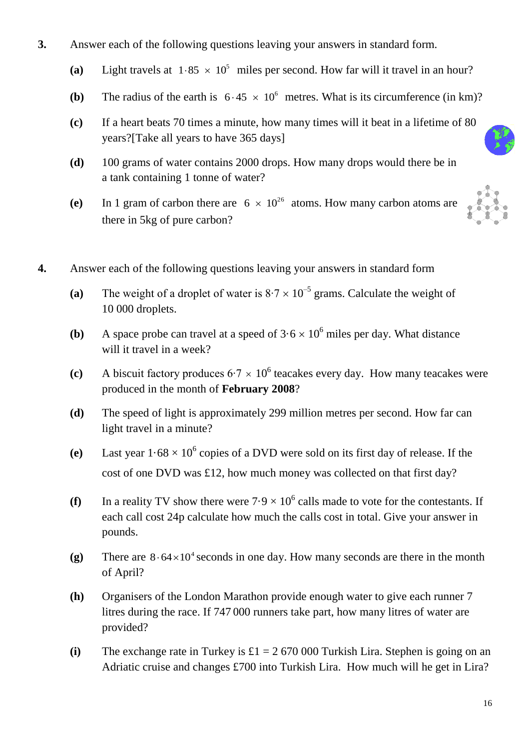**3.** Answer each of the following questions leaving your answers in standard form.

**(a)** Light travels at $1{\cdot}85 \times 10^5$ miles per second. How far will it travel in an hour?

**(b)** The radius of the earth is $6{\cdot}45 \times 10^6$ metres. What is its circumference (in km)?

**(c)** If a heart beats 70 times a minute, how many times will it beat in a lifetime of 80 years?[Take all years to have 365 days]

**(d)** 100 grams of water contains 2000 drops. How many drops would there be in a tank containing 1 tonne of water?

**(e)** In 1 gram of carbon there are $6 \times 10^{26}$ atoms. How many carbon atoms are there in 5kg of pure carbon?

**4.** Answer each of the following questions leaving your answers in standard form

**(a)** The weight of a droplet of water is $8{\cdot}7 \times 10^{-5}$ grams. Calculate the weight of 10 000 droplets.

**(b)** A space probe can travel at a speed of $3{\cdot}6 \times 10^6$ miles per day. What distance will it travel in a week?

**(c)** A biscuit factory produces $6{\cdot}7 \times 10^6$ teacakes every day. How many teacakes were produced in the month of **February 2008**?

**(d)** The speed of light is approximately 299 million metres per second. How far can light travel in a minute?

**(e)** Last year $1{\cdot}68 \times 10^6$ copies of a DVD were sold on its first day of release. If the cost of one DVD was £12, how much money was collected on that first day?

**(f)** In a reality TV show there were $7{\cdot}9 \times 10^6$ calls made to vote for the contestants. If each call cost 24p calculate how much the calls cost in total. Give your answer in pounds.

**(g)** There are $8 \cdot 64 \times 10^4$ seconds in one day. How many seconds are there in the month of April?

**(h)** Organisers of the London Marathon provide enough water to give each runner 7 litres during the race. If 747 000 runners take part, how many litres of water are provided?

**(i)** The exchange rate in Turkey is £1 = 2 670 000 Turkish Lira. Stephen is going on an Adriatic cruise and changes £700 into Turkish Lira. How much will he get in Lira?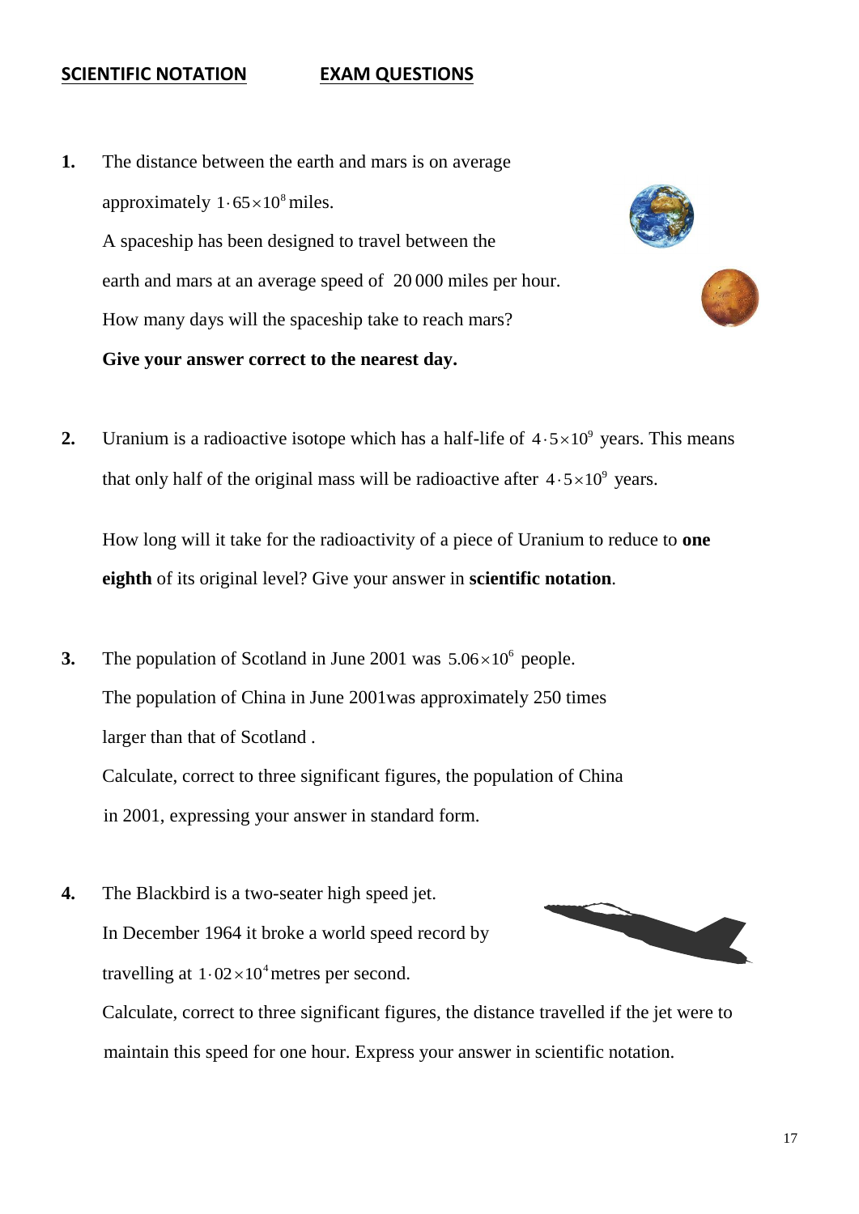**SCIENTIFIC NOTATION** **EXAM QUESTIONS**

**1.** The distance between the earth and mars is on average approximately $1 \cdot 65 \times 10^{8}$ miles.
A spaceship has been designed to travel between the earth and mars at an average speed of 20 000 miles per hour.
How many days will the spaceship take to reach mars?
**Give your answer correct to the nearest day.**

**2.** Uranium is a radioactive isotope which has a half-life of $4 \cdot 5 \times 10^{9}$ years. This means that only half of the original mass will be radioactive after $4 \cdot 5 \times 10^{9}$ years.

How long will it take for the radioactivity of a piece of Uranium to reduce to **one eighth** of its original level? Give your answer in **scientific notation**.

**3.** The population of Scotland in June 2001 was $5.06 \times 10^{6}$ people.
The population of China in June 2001was approximately 250 times larger than that of Scotland .
Calculate, correct to three significant figures, the population of China in 2001, expressing your answer in standard form.

**4.** The Blackbird is a two-seater high speed jet.
In December 1964 it broke a world speed record by travelling at $1 \cdot 02 \times 10^{4}$ metres per second.
Calculate, correct to three significant figures, the distance travelled if the jet were to maintain this speed for one hour. Express your answer in scientific notation.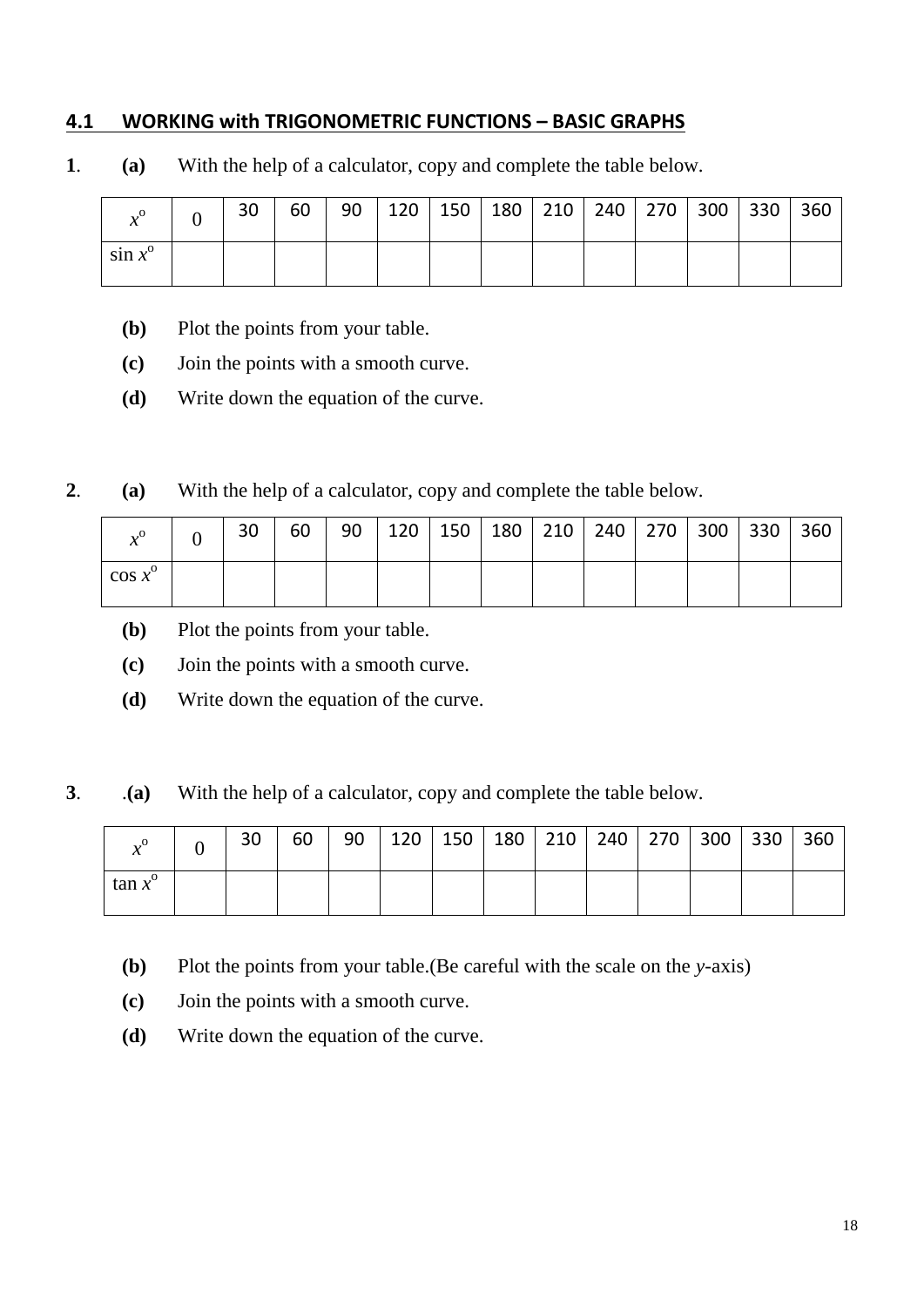## 4.1 WORKING with TRIGONOMETRIC FUNCTIONS – BASIC GRAPHS

**1**. **(a)** With the help of a calculator, copy and complete the table below.

| $x^{\text{o}}$ | 0 | 30 | 60 | 90 | 120 | 150 | 180 | 210 | 240 | 270 | 300 | 330 | 360 |
|---|---|---|---|---|---|---|---|---|---|---|---|---|---|
| $\sin x^{\text{o}}$ | | | | | | | | | | | | | |

**(b)** Plot the points from your table.

**(c)** Join the points with a smooth curve.

**(d)** Write down the equation of the curve.

**2**. **(a)** With the help of a calculator, copy and complete the table below.

| $x^{\text{o}}$ | 0 | 30 | 60 | 90 | 120 | 150 | 180 | 210 | 240 | 270 | 300 | 330 | 360 |
|---|---|---|---|---|---|---|---|---|---|---|---|---|---|
| $\cos x^{\text{o}}$ | | | | | | | | | | | | | |

**(b)** Plot the points from your table.

**(c)** Join the points with a smooth curve.

**(d)** Write down the equation of the curve.

**3**. .**(a)** With the help of a calculator, copy and complete the table below.

| $x^{\text{o}}$ | 0 | 30 | 60 | 90 | 120 | 150 | 180 | 210 | 240 | 270 | 300 | 330 | 360 |
|---|---|---|---|---|---|---|---|---|---|---|---|---|---|
| $\tan x^{\text{o}}$ | | | | | | | | | | | | | |

**(b)** Plot the points from your table.(Be careful with the scale on the *y*-axis)

**(c)** Join the points with a smooth curve.

**(d)** Write down the equation of the curve.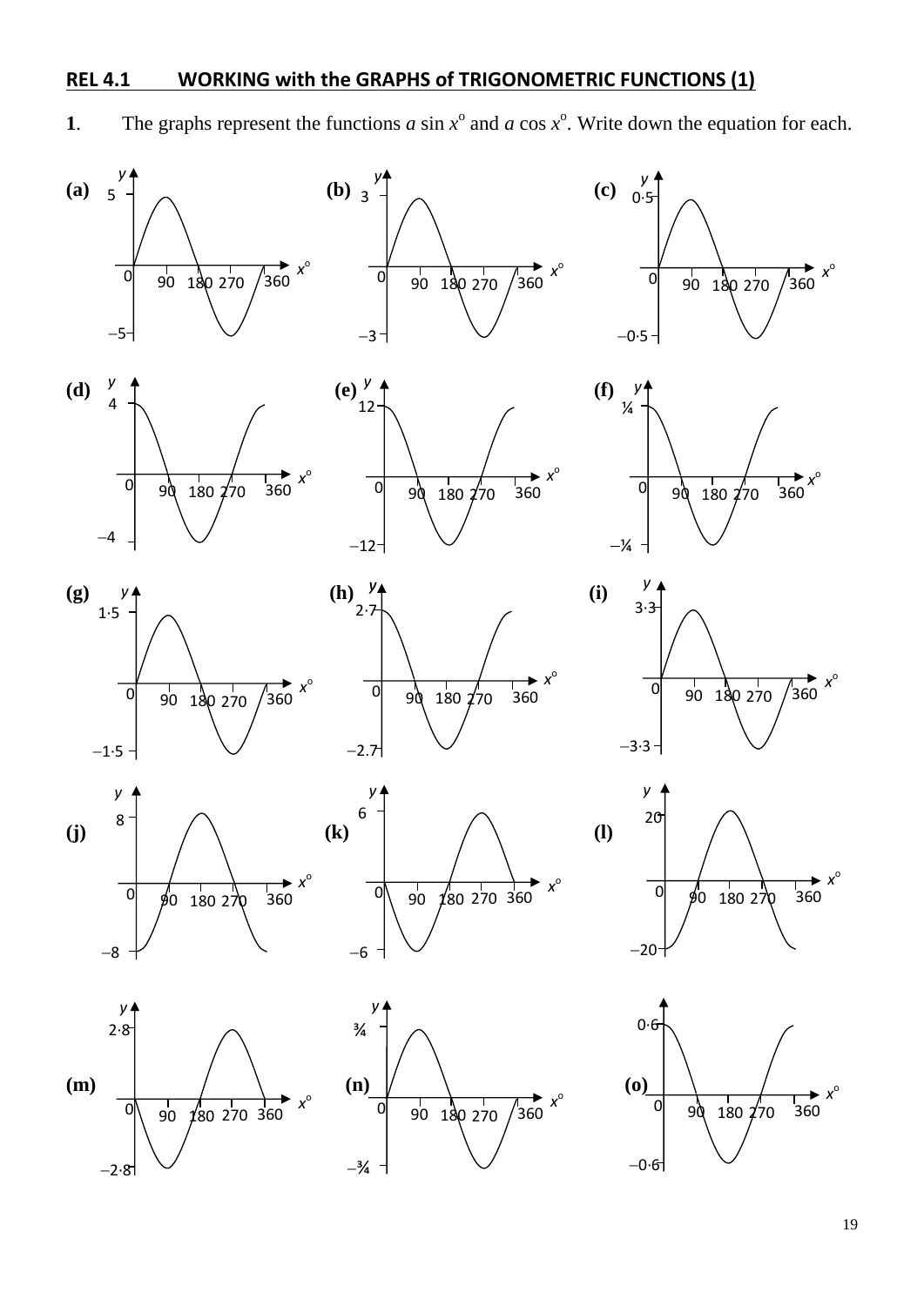## REL 4.1 WORKING with the GRAPHS of TRIGONOMETRIC FUNCTIONS (1)

**1**. The graphs represent the functions $a \sin x^{\circ}$ and $a \cos x^{\circ}$. Write down the equation for each.

**(a)** **(b)** **(c)**

**(d)** **(e)** **(f)**

**(g)** **(h)** **(i)**

**(j)** **(k)** **(l)**

**(m)** **(n)** **(o)**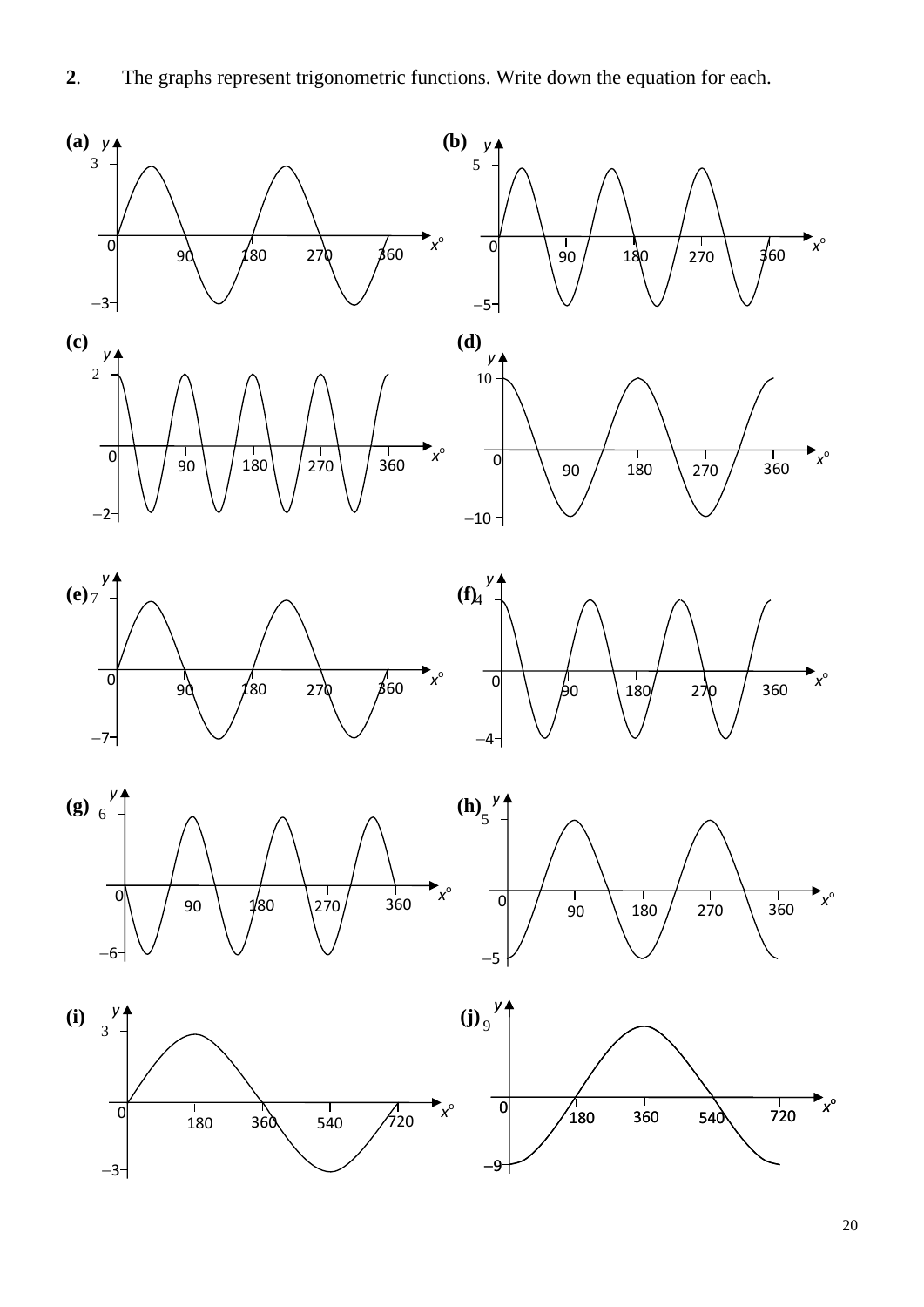**2.** The graphs represent trigonometric functions. Write down the equation for each.

**(a)**

**(b)**

**(c)**

**(d)**

**(e)**

**(f)**

**(g)**

**(h)**

**(i)**

**(j)**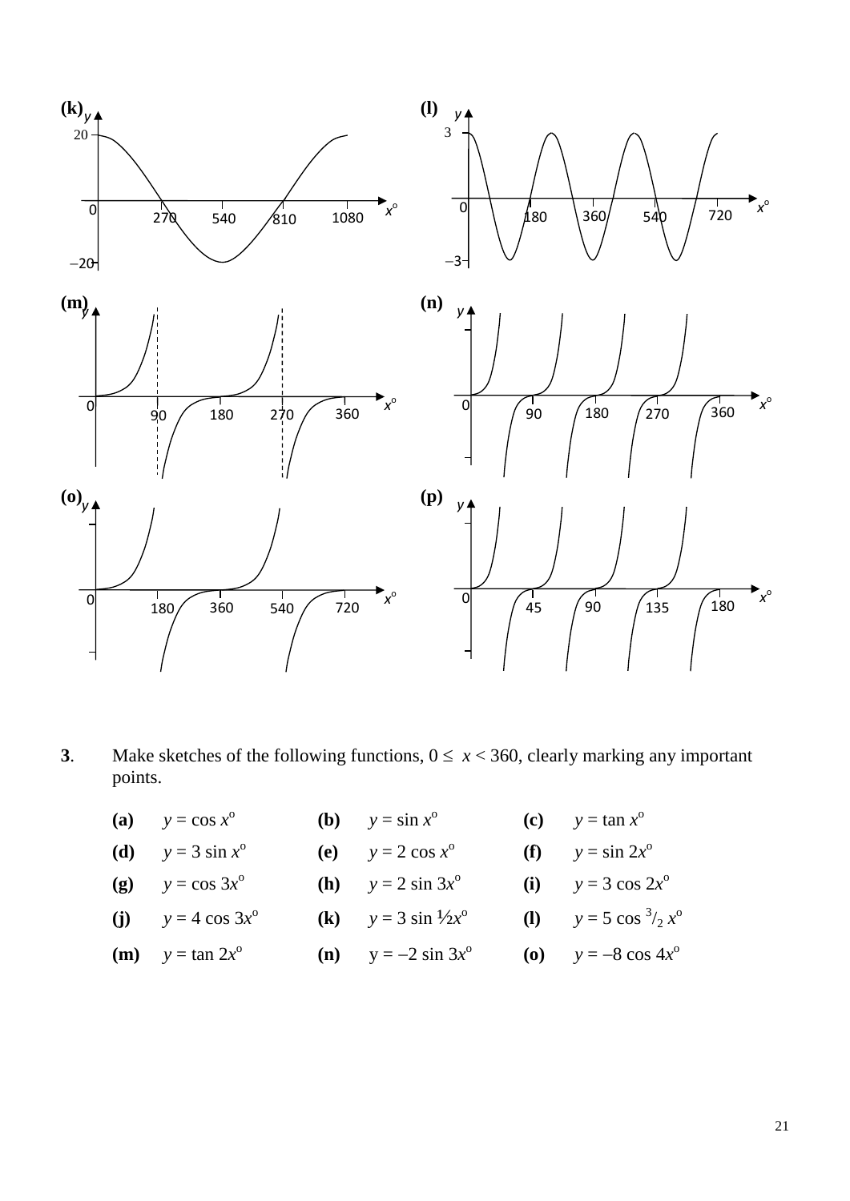(k)

(l)

(m)

(n)

(o)

(p)

**3**. Make sketches of the following functions, $0 \le x < 360$, clearly marking any important points.

| | | | | | |
|---|---|---|---|---|---|
| **(a)** | $y = \cos x^{o}$ | **(b)** | $y = \sin x^{o}$ | **(c)** | $y = \tan x^{o}$ |
| **(d)** | $y = 3 \sin x^{o}$ | **(e)** | $y = 2 \cos x^{o}$ | **(f)** | $y = \sin 2x^{o}$ |
| **(g)** | $y = \cos 3x^{o}$ | **(h)** | $y = 2 \sin 3x^{o}$ | **(i)** | $y = 3 \cos 2x^{o}$ |
| **(j)** | $y = 4 \cos 3x^{o}$ | **(k)** | $y = 3 \sin \frac{1}{2}x^{o}$ | **(l)** | $y = 5 \cos \frac{3}{2} x^{o}$ |
| **(m)** | $y = \tan 2x^{o}$ | **(n)** | $y = -2 \sin 3x^{o}$ | **(o)** | $y = -8 \cos 4x^{o}$ |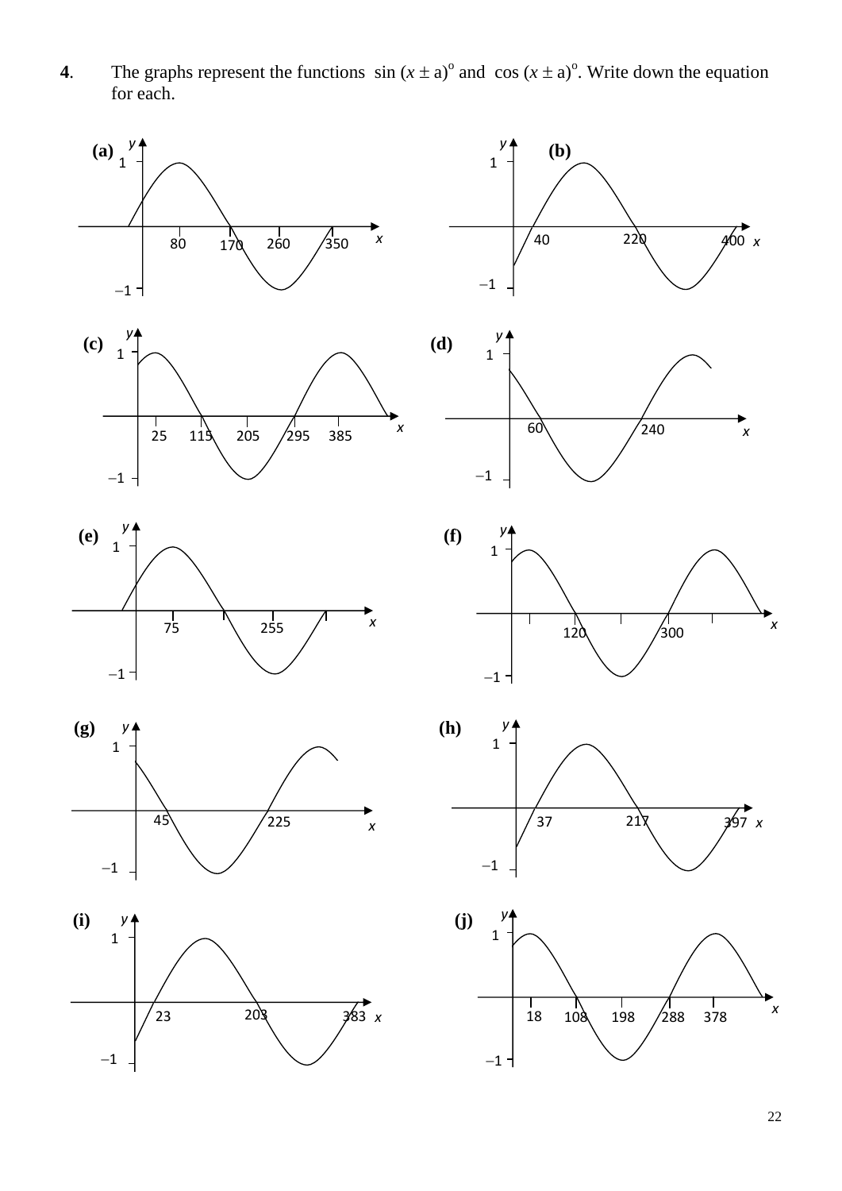**4**. The graphs represent the functions $\sin(x \pm a)^{\circ}$ and $\cos(x \pm a)^{\circ}$. Write down the equation for each.

**(a)**

**(b)**

**(c)**

**(d)**

**(e)**

**(f)**

**(g)**

**(h)**

**(i)**

**(j)**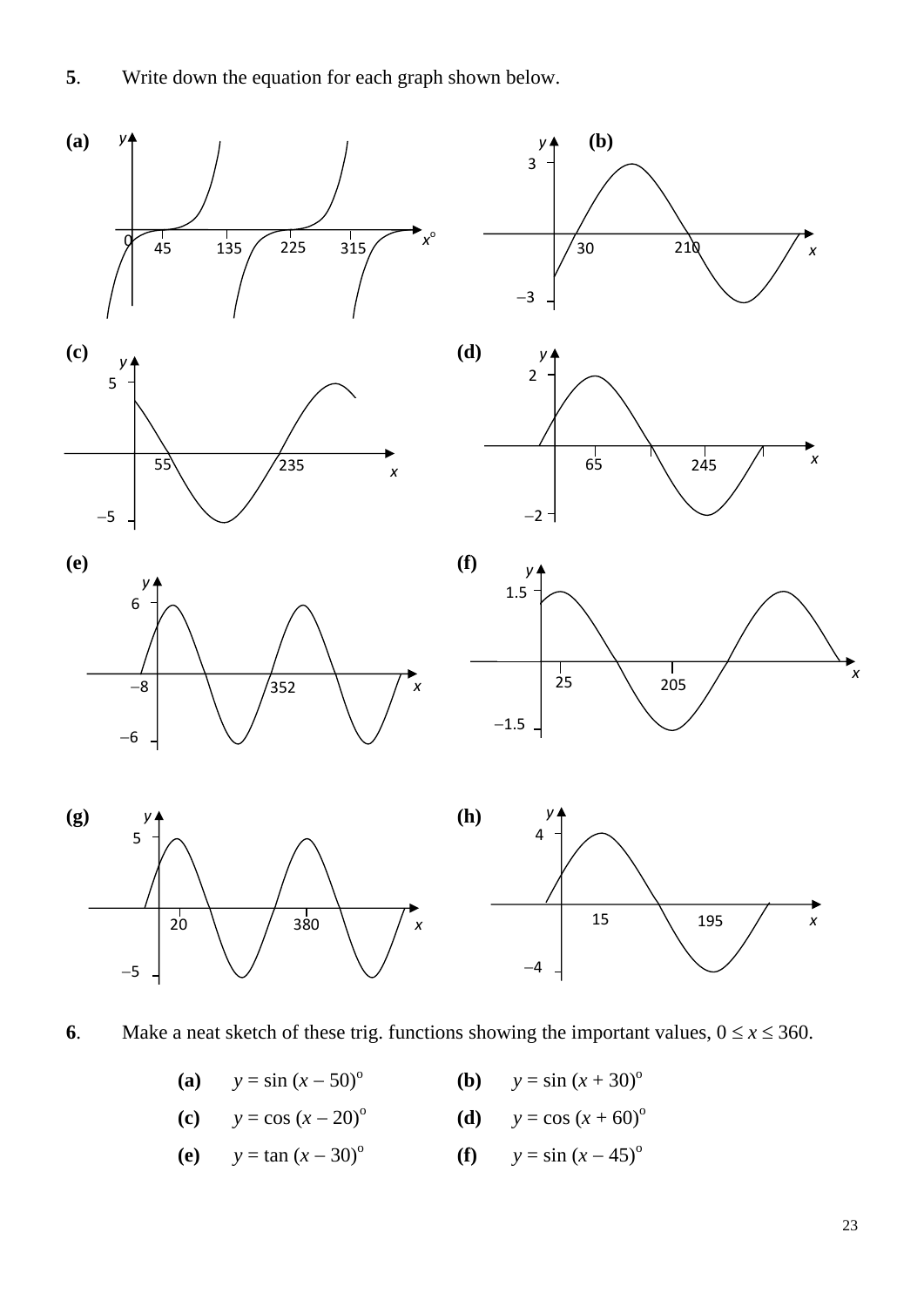**5**. Write down the equation for each graph shown below.

**(a)**

**(b)**

**(c)**

**(d)**

**(e)**

**(f)**

**(g)**

**(h)**

**6**. Make a neat sketch of these trig. functions showing the important values, $0 \leq x \leq 360$.

**(a)** $y = \sin (x - 50)^{\text{o}}$ **(b)** $y = \sin (x + 30)^{\text{o}}$

**(c)** $y = \cos (x - 20)^{\text{o}}$ **(d)** $y = \cos (x + 60)^{\text{o}}$

**(e)** $y = \tan (x - 30)^{\text{o}}$ **(f)** $y = \sin (x - 45)^{\text{o}}$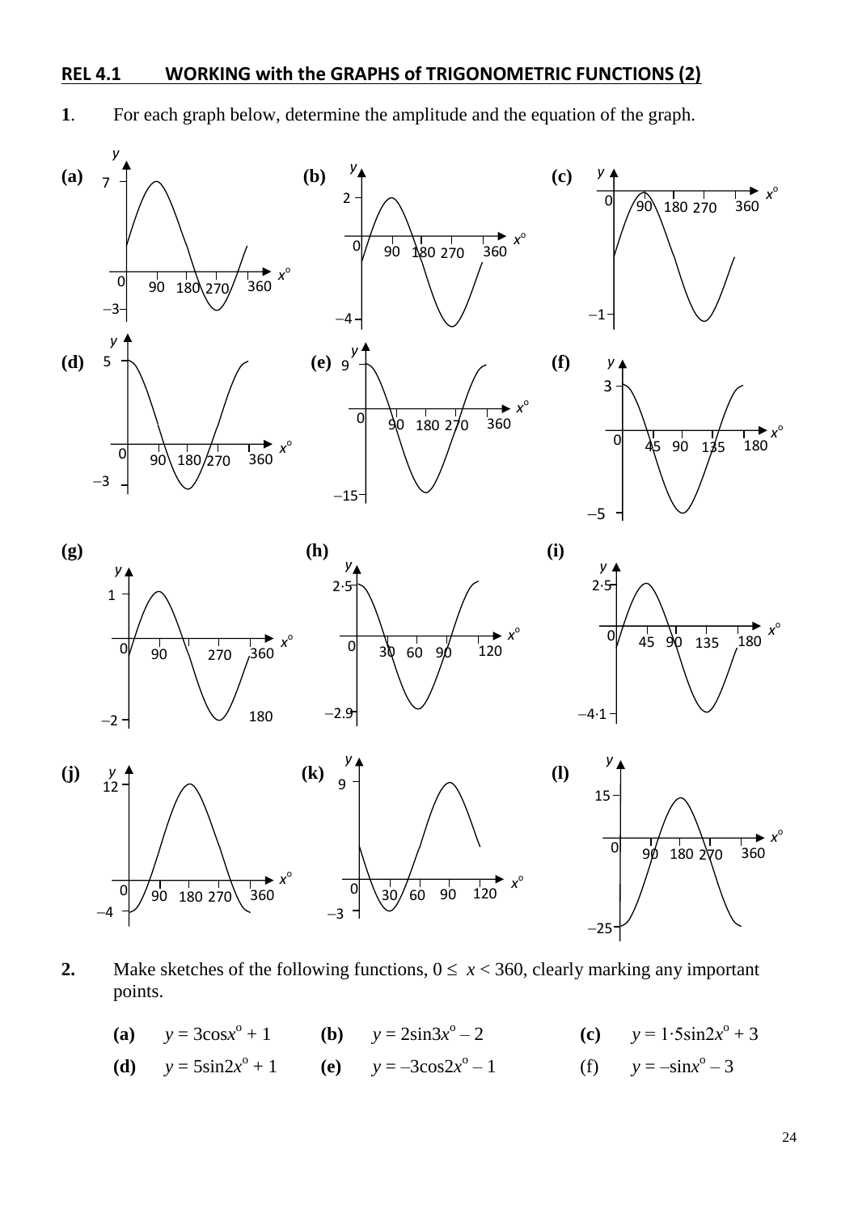## REL 4.1 WORKING with the GRAPHS of TRIGONOMETRIC FUNCTIONS (2)

**1**. For each graph below, determine the amplitude and the equation of the graph.

(a) (b) (c)

(d) (e) (f)

(g) (h) (i)

(j) (k) (l)

**2.** Make sketches of the following functions, $0 \leq x < 360$, clearly marking any important points.

**(a)** $y = 3\cos x^\circ + 1$ **(b)** $y = 2\sin 3x^\circ - 2$ **(c)** $y = 1{\cdot}5\sin 2x^\circ + 3$

**(d)** $y = 5\sin 2x^\circ + 1$ **(e)** $y = -3\cos 2x^\circ - 1$ (f) $y = -\sin x^\circ - 3$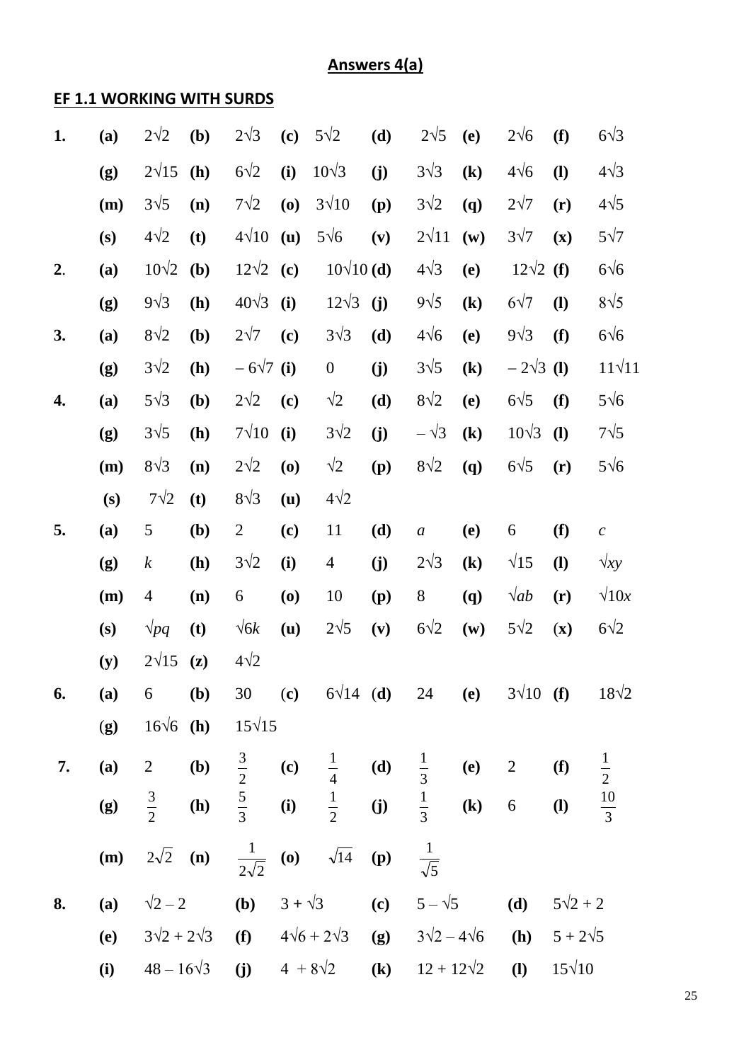# Answers 4(a)

## EF 1.1 WORKING WITH SURDS

**1.** **(a)** $2\sqrt{2}$ **(b)** $2\sqrt{3}$ **(c)** $5\sqrt{2}$ **(d)** $2\sqrt{5}$ **(e)** $2\sqrt{6}$ **(f)** $6\sqrt{3}$
**(g)** $2\sqrt{15}$ **(h)** $6\sqrt{2}$ **(i)** $10\sqrt{3}$ **(j)** $3\sqrt{3}$ **(k)** $4\sqrt{6}$ **(l)** $4\sqrt{3}$
**(m)** $3\sqrt{5}$ **(n)** $7\sqrt{2}$ **(o)** $3\sqrt{10}$ **(p)** $3\sqrt{2}$ **(q)** $2\sqrt{7}$ **(r)** $4\sqrt{5}$
**(s)** $4\sqrt{2}$ **(t)** $4\sqrt{10}$ **(u)** $5\sqrt{6}$ **(v)** $2\sqrt{11}$ **(w)** $3\sqrt{7}$ **(x)** $5\sqrt{7}$

**2.** **(a)** $10\sqrt{2}$ **(b)** $12\sqrt{2}$ **(c)** $10\sqrt{10}$ **(d)** $4\sqrt{3}$ **(e)** $12\sqrt{2}$ **(f)** $6\sqrt{6}$
**(g)** $9\sqrt{3}$ **(h)** $40\sqrt{3}$ **(i)** $12\sqrt{3}$ **(j)** $9\sqrt{5}$ **(k)** $6\sqrt{7}$ **(l)** $8\sqrt{5}$

**3.** **(a)** $8\sqrt{2}$ **(b)** $2\sqrt{7}$ **(c)** $3\sqrt{3}$ **(d)** $4\sqrt{6}$ **(e)** $9\sqrt{3}$ **(f)** $6\sqrt{6}$
**(g)** $3\sqrt{2}$ **(h)** $-6\sqrt{7}$ **(i)** $0$ **(j)** $3\sqrt{5}$ **(k)** $-2\sqrt{3}$ **(l)** $11\sqrt{11}$

**4.** **(a)** $5\sqrt{3}$ **(b)** $2\sqrt{2}$ **(c)** $\sqrt{2}$ **(d)** $8\sqrt{2}$ **(e)** $6\sqrt{5}$ **(f)** $5\sqrt{6}$
**(g)** $3\sqrt{5}$ **(h)** $7\sqrt{10}$ **(i)** $3\sqrt{2}$ **(j)** $-\sqrt{3}$ **(k)** $10\sqrt{3}$ **(l)** $7\sqrt{5}$
**(m)** $8\sqrt{3}$ **(n)** $2\sqrt{2}$ **(o)** $\sqrt{2}$ **(p)** $8\sqrt{2}$ **(q)** $6\sqrt{5}$ **(r)** $5\sqrt{6}$
**(s)** $7\sqrt{2}$ **(t)** $8\sqrt{3}$ **(u)** $4\sqrt{2}$

**5.** **(a)** $5$ **(b)** $2$ **(c)** $11$ **(d)** $a$ **(e)** $6$ **(f)** $c$
**(g)** $k$ **(h)** $3\sqrt{2}$ **(i)** $4$ **(j)** $2\sqrt{3}$ **(k)** $\sqrt{15}$ **(l)** $\sqrt{xy}$
**(m)** $4$ **(n)** $6$ **(o)** $10$ **(p)** $8$ **(q)** $\sqrt{ab}$ **(r)** $\sqrt{10x}$
**(s)** $\sqrt{pq}$ **(t)** $\sqrt{6k}$ **(u)** $2\sqrt{5}$ **(v)** $6\sqrt{2}$ **(w)** $5\sqrt{2}$ **(x)** $6\sqrt{2}$
**(y)** $2\sqrt{15}$ **(z)** $4\sqrt{2}$

**6.** **(a)** $6$ **(b)** $30$ **(c)** $6\sqrt{14}$ **(d)** $24$ **(e)** $3\sqrt{10}$ **(f)** $18\sqrt{2}$
**(g)** $16\sqrt{6}$ **(h)** $15\sqrt{15}$

**7.** **(a)** $2$ **(b)** $\frac{3}{2}$ **(c)** $\frac{1}{4}$ **(d)** $\frac{1}{3}$ **(e)** $2$ **(f)** $\frac{1}{2}$
**(g)** $\frac{3}{2}$ **(h)** $\frac{5}{3}$ **(i)** $\frac{1}{2}$ **(j)** $\frac{1}{3}$ **(k)** $6$ **(l)** $\frac{10}{3}$
**(m)** $2\sqrt{2}$ **(n)** $\frac{1}{2\sqrt{2}}$ **(o)** $\sqrt{14}$ **(p)** $\frac{1}{\sqrt{5}}$

**8.** **(a)** $\sqrt{2}-2$ **(b)** $3+\sqrt{3}$ **(c)** $5-\sqrt{5}$ **(d)** $5\sqrt{2}+2$
**(e)** $3\sqrt{2}+2\sqrt{3}$ **(f)** $4\sqrt{6}+2\sqrt{3}$ **(g)** $3\sqrt{2}-4\sqrt{6}$ **(h)** $5+2\sqrt{5}$
**(i)** $48-16\sqrt{3}$ **(j)** $4+8\sqrt{2}$ **(k)** $12+12\sqrt{2}$ **(l)** $15\sqrt{10}$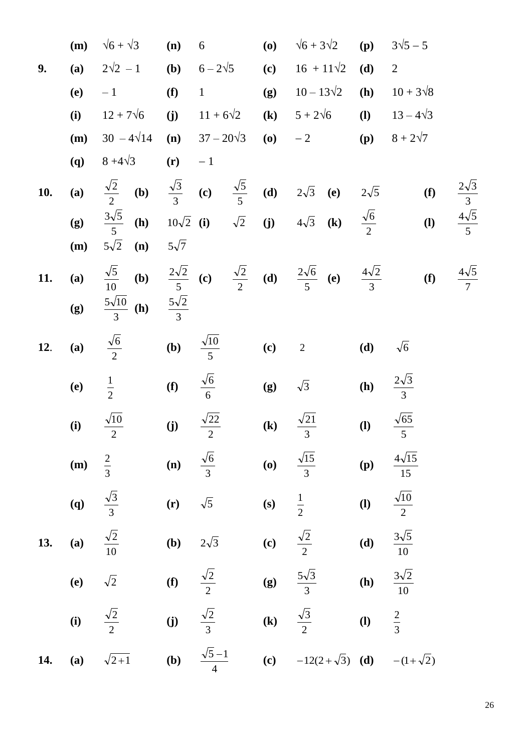| | | | | | | | | |
|---|---|---|---|---|---|---|---|---|
| | **(m)** | $\sqrt{6} + \sqrt{3}$ | **(n)** | $6$ | **(o)** | $\sqrt{6} + 3\sqrt{2}$ | **(p)** | $3\sqrt{5} - 5$ |
| **9.** | **(a)** | $2\sqrt{2} - 1$ | **(b)** | $6 - 2\sqrt{5}$ | **(c)** | $16 + 11\sqrt{2}$ | **(d)** | $2$ |
| | **(e)** | $-1$ | **(f)** | $1$ | **(g)** | $10 - 13\sqrt{2}$ | **(h)** | $10 + 3\sqrt{8}$ |
| | **(i)** | $12 + 7\sqrt{6}$ | **(j)** | $11 + 6\sqrt{2}$ | **(k)** | $5 + 2\sqrt{6}$ | **(l)** | $13 - 4\sqrt{3}$ |
| | **(m)** | $30 - 4\sqrt{14}$ | **(n)** | $37 - 20\sqrt{3}$ | **(o)** | $-2$ | **(p)** | $8 + 2\sqrt{7}$ |
| | **(q)** | $8 + 4\sqrt{3}$ | **(r)** | $-1$ | | | | |

| | | | | | | | | | | | | |
|---|---|---|---|---|---|---|---|---|---|---|---|---|
| **10.** | **(a)** | $\frac{\sqrt{2}}{2}$ | **(b)** | $\frac{\sqrt{3}}{3}$ | **(c)** | $\frac{\sqrt{5}}{5}$ | **(d)** | $2\sqrt{3}$ | **(e)** | $2\sqrt{5}$ | **(f)** | $\frac{2\sqrt{3}}{3}$ |
| | **(g)** | $\frac{3\sqrt{5}}{5}$ | **(h)** | $10\sqrt{2}$ | **(i)** | $\sqrt{2}$ | **(j)** | $4\sqrt{3}$ | **(k)** | $\frac{\sqrt{6}}{2}$ | **(l)** | $\frac{4\sqrt{5}}{5}$ |
| | **(m)** | $5\sqrt{2}$ | **(n)** | $5\sqrt{7}$ | | | | | | | | |
| **11.** | **(a)** | $\frac{\sqrt{5}}{10}$ | **(b)** | $\frac{2\sqrt{2}}{5}$ | **(c)** | $\frac{\sqrt{2}}{2}$ | **(d)** | $\frac{2\sqrt{6}}{5}$ | **(e)** | $\frac{4\sqrt{2}}{3}$ | **(f)** | $\frac{4\sqrt{5}}{7}$ |
| | **(g)** | $\frac{5\sqrt{10}}{3}$ | **(h)** | $\frac{5\sqrt{2}}{3}$ | | | | | | | | |

| | | | | | | | | |
|---|---|---|---|---|---|---|---|---|
| **12.** | **(a)** | $\frac{\sqrt{6}}{2}$ | **(b)** | $\frac{\sqrt{10}}{5}$ | **(c)** | $2$ | **(d)** | $\sqrt{6}$ |
| | **(e)** | $\frac{1}{2}$ | **(f)** | $\frac{\sqrt{6}}{6}$ | **(g)** | $\sqrt{3}$ | **(h)** | $\frac{2\sqrt{3}}{3}$ |
| | **(i)** | $\frac{\sqrt{10}}{2}$ | **(j)** | $\frac{\sqrt{22}}{2}$ | **(k)** | $\frac{\sqrt{21}}{3}$ | **(l)** | $\frac{\sqrt{65}}{5}$ |
| | **(m)** | $\frac{2}{3}$ | **(n)** | $\frac{\sqrt{6}}{3}$ | **(o)** | $\frac{\sqrt{15}}{3}$ | **(p)** | $\frac{4\sqrt{15}}{15}$ |
| | **(q)** | $\frac{\sqrt{3}}{3}$ | **(r)** | $\sqrt{5}$ | **(s)** | $\frac{1}{2}$ | **(l)** | $\frac{\sqrt{10}}{2}$ |
| **13.** | **(a)** | $\frac{\sqrt{2}}{10}$ | **(b)** | $2\sqrt{3}$ | **(c)** | $\frac{\sqrt{2}}{2}$ | **(d)** | $\frac{3\sqrt{5}}{10}$ |
| | **(e)** | $\sqrt{2}$ | **(f)** | $\frac{\sqrt{2}}{2}$ | **(g)** | $\frac{5\sqrt{3}}{3}$ | **(h)** | $\frac{3\sqrt{2}}{10}$ |
| | **(i)** | $\frac{\sqrt{2}}{2}$ | **(j)** | $\frac{\sqrt{2}}{3}$ | **(k)** | $\frac{\sqrt{3}}{2}$ | **(l)** | $\frac{2}{3}$ |
| **14.** | **(a)** | $\sqrt{2+1}$ | **(b)** | $\frac{\sqrt{5}-1}{4}$ | **(c)** | $-12(2+\sqrt{3})$ | **(d)** | $-(1+\sqrt{2})$ |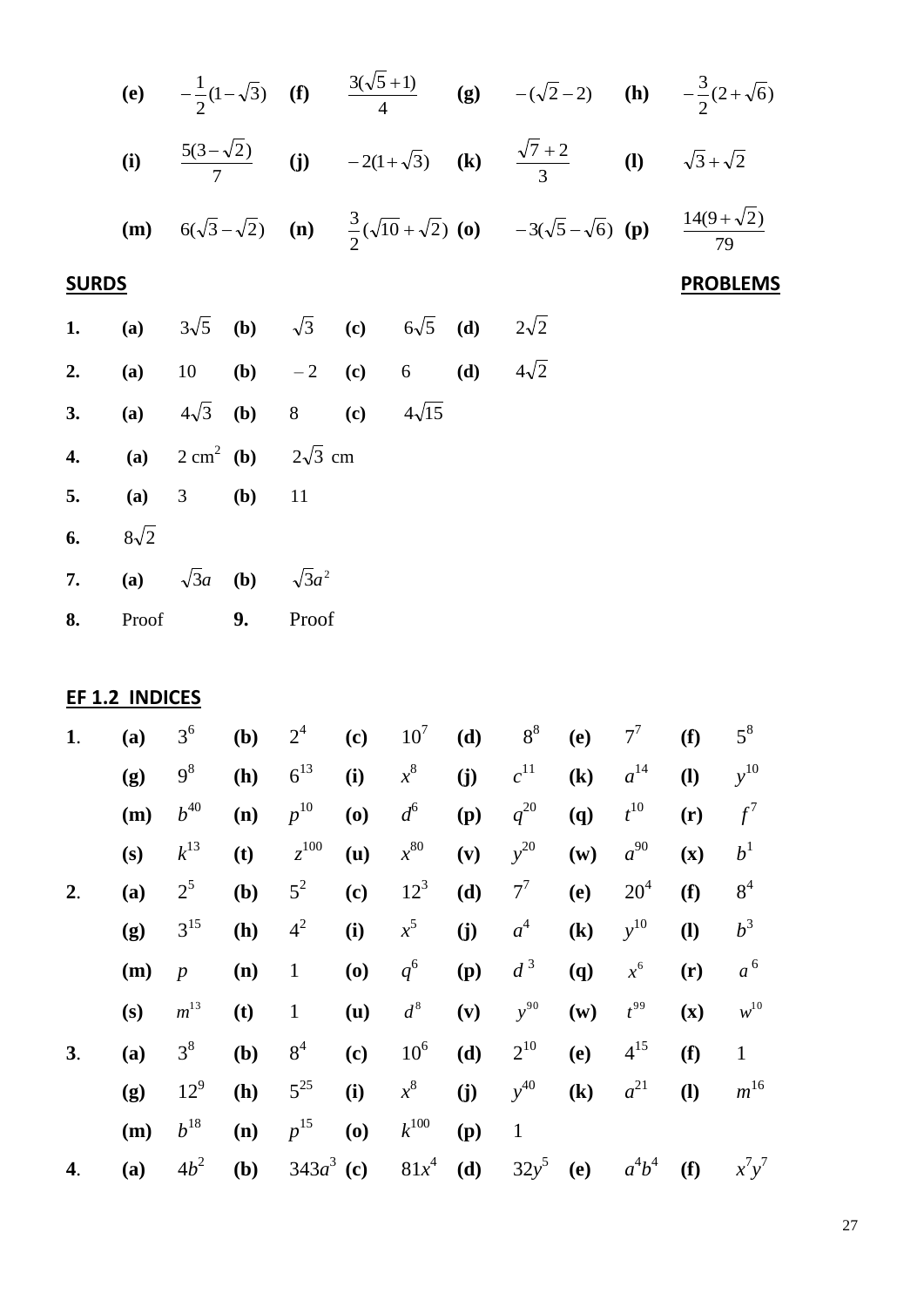**(e)** $-\frac{1}{2}(1-\sqrt{3})$ **(f)** $\frac{3(\sqrt{5}+1)}{4}$ **(g)** $-(\sqrt{2}-2)$ **(h)** $-\frac{3}{2}(2+\sqrt{6})$

**(i)** $\frac{5(3-\sqrt{2})}{7}$ **(j)** $-2(1+\sqrt{3})$ **(k)** $\frac{\sqrt{7}+2}{3}$ **(l)** $\sqrt{3}+\sqrt{2}$

**(m)** $6(\sqrt{3}-\sqrt{2})$ **(n)** $\frac{3}{2}(\sqrt{10}+\sqrt{2})$ **(o)** $-3(\sqrt{5}-\sqrt{6})$ **(p)** $\frac{14(9+\sqrt{2})}{79}$

## SURDS — PROBLEMS

**1.** **(a)** $3\sqrt{5}$ **(b)** $\sqrt{3}$ **(c)** $6\sqrt{5}$ **(d)** $2\sqrt{2}$

**2.** **(a)** $10$ **(b)** $-2$ **(c)** $6$ **(d)** $4\sqrt{2}$

**3.** **(a)** $4\sqrt{3}$ **(b)** $8$ **(c)** $4\sqrt{15}$

**4.** **(a)** $2\text{ cm}^2$ **(b)** $2\sqrt{3}$ cm

**5.** **(a)** $3$ **(b)** $11$

**6.** $8\sqrt{2}$

**7.** **(a)** $\sqrt{3}a$ **(b)** $\sqrt{3}a^2$

**8.** Proof **9.** Proof

## EF 1.2 INDICES

**1.** **(a)** $3^6$ **(b)** $2^4$ **(c)** $10^7$ **(d)** $8^8$ **(e)** $7^7$ **(f)** $5^8$
**(g)** $9^8$ **(h)** $6^{13}$ **(i)** $x^8$ **(j)** $c^{11}$ **(k)** $a^{14}$ **(l)** $y^{10}$
**(m)** $b^{40}$ **(n)** $p^{10}$ **(o)** $d^6$ **(p)** $q^{20}$ **(q)** $t^{10}$ **(r)** $f^7$
**(s)** $k^{13}$ **(t)** $z^{100}$ **(u)** $x^{80}$ **(v)** $y^{20}$ **(w)** $a^{90}$ **(x)** $b^1$

**2.** **(a)** $2^5$ **(b)** $5^2$ **(c)** $12^3$ **(d)** $7^7$ **(e)** $20^4$ **(f)** $8^4$
**(g)** $3^{15}$ **(h)** $4^2$ **(i)** $x^5$ **(j)** $a^4$ **(k)** $y^{10}$ **(l)** $b^3$
**(m)** $p$ **(n)** $1$ **(o)** $q^6$ **(p)** $d^3$ **(q)** $x^6$ **(r)** $a^6$
**(s)** $m^{13}$ **(t)** $1$ **(u)** $d^8$ **(v)** $y^{90}$ **(w)** $t^{99}$ **(x)** $w^{10}$

**3.** **(a)** $3^8$ **(b)** $8^4$ **(c)** $10^6$ **(d)** $2^{10}$ **(e)** $4^{15}$ **(f)** $1$
**(g)** $12^9$ **(h)** $5^{25}$ **(i)** $x^8$ **(j)** $y^{40}$ **(k)** $a^{21}$ **(l)** $m^{16}$
**(m)** $b^{18}$ **(n)** $p^{15}$ **(o)** $k^{100}$ **(p)** $1$

**4.** **(a)** $4b^2$ **(b)** $343a^3$ **(c)** $81x^4$ **(d)** $32y^5$ **(e)** $a^4b^4$ **(f)** $x^7y^7$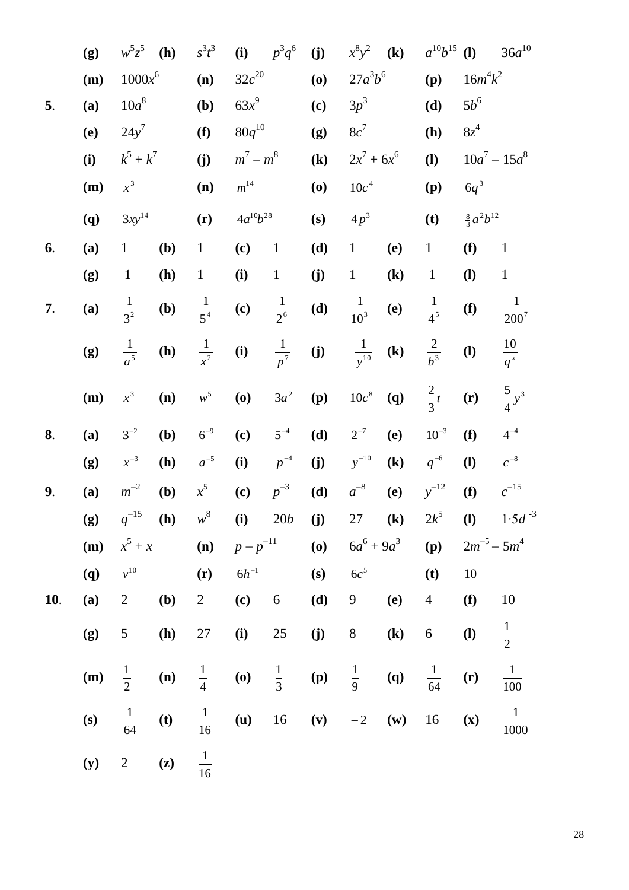| | | | | | | | | | | | | |
|---|---|---|---|---|---|---|---|---|---|---|---|---|
| | **(g)** | $w^5z^5$ | **(h)** | $s^3t^3$ | **(i)** | $p^3q^6$ | **(j)** | $x^8y^2$ | **(k)** | $a^{10}b^{15}$ | **(l)** | $36a^{10}$ |
| | **(m)** | $1000x^6$ | | **(n)** $32c^{20}$ | | | **(o)** | $27a^3b^6$ | | **(p)** $16m^4k^2$ | | |
| **5**. | **(a)** | $10a^8$ | | **(b)** $63x^9$ | | | **(c)** | $3p^3$ | | **(d)** $5b^6$ | | |
| | **(e)** | $24y^7$ | | **(f)** $80q^{10}$ | | | **(g)** | $8c^7$ | | **(h)** $8z^4$ | | |
| | **(i)** | $k^5 + k^7$ | | **(j)** $m^7 – m^8$ | | | **(k)** | $2x^7 + 6x^6$ | | **(l)** $10a^7 – 15a^8$ | | |
| | **(m)** | $x^3$ | | **(n)** $m^{14}$ | | | **(o)** | $10c^4$ | | **(p)** $6q^3$ | | |
| | **(q)** | $3xy^{14}$ | | **(r)** $4a^{10}b^{28}$ | | | **(s)** | $4p^3$ | | **(t)** $\frac{8}{3}a^2b^{12}$ | | |
| **6**. | **(a)** | 1 | **(b)** | 1 | **(c)** | 1 | **(d)** | 1 | **(e)** | 1 | **(f)** | 1 |
| | **(g)** | 1 | **(h)** | 1 | **(i)** | 1 | **(j)** | 1 | **(k)** | 1 | **(l)** | 1 |
| **7**. | **(a)** | $\frac{1}{3^2}$ | **(b)** | $\frac{1}{5^4}$ | **(c)** | $\frac{1}{2^6}$ | **(d)** | $\frac{1}{10^3}$ | **(e)** | $\frac{1}{4^5}$ | **(f)** | $\frac{1}{200^7}$ |
| | **(g)** | $\frac{1}{a^5}$ | **(h)** | $\frac{1}{x^2}$ | **(i)** | $\frac{1}{p^7}$ | **(j)** | $\frac{1}{y^{10}}$ | **(k)** | $\frac{2}{b^3}$ | **(l)** | $\frac{10}{q^x}$ |
| | **(m)** | $x^3$ | **(n)** | $w^5$ | **(o)** | $3a^2$ | **(p)** | $10c^8$ | **(q)** | $\frac{2}{3}t$ | **(r)** | $\frac{5}{4}y^3$ |
| **8**. | **(a)** | $3^{-2}$ | **(b)** | $6^{-9}$ | **(c)** | $5^{-4}$ | **(d)** | $2^{-7}$ | **(e)** | $10^{-3}$ | **(f)** | $4^{-4}$ |
| | **(g)** | $x^{-3}$ | **(h)** | $a^{-5}$ | **(i)** | $p^{-4}$ | **(j)** | $y^{-10}$ | **(k)** | $q^{-6}$ | **(l)** | $c^{-8}$ |
| **9**. | **(a)** | $m^{-2}$ | **(b)** | $x^5$ | **(c)** | $p^{-3}$ | **(d)** | $a^{-8}$ | **(e)** | $y^{-12}$ | **(f)** | $c^{-15}$ |
| | **(g)** | $q^{-15}$ | **(h)** | $w^8$ | **(i)** | $20b$ | **(j)** | 27 | **(k)** | $2k^5$ | **(l)** | $1{\cdot}5d^{-3}$ |
| | **(m)** | $x^5 + x$ | | **(n)** $p – p^{-11}$ | | | **(o)** | $6a^6 + 9a^3$ | | **(p)** $2m^{-5} – 5m^4$ | | |
| | **(q)** | $v^{10}$ | | **(r)** $6h^{-1}$ | | | **(s)** | $6c^5$ | | **(t)** 10 | | |
| **10**. | **(a)** | 2 | **(b)** | 2 | **(c)** | 6 | **(d)** | 9 | **(e)** | 4 | **(f)** | 10 |
| | **(g)** | 5 | **(h)** | 27 | **(i)** | 25 | **(j)** | 8 | **(k)** | 6 | **(l)** | $\frac{1}{2}$ |
| | **(m)** | $\frac{1}{2}$ | **(n)** | $\frac{1}{4}$ | **(o)** | $\frac{1}{3}$ | **(p)** | $\frac{1}{9}$ | **(q)** | $\frac{1}{64}$ | **(r)** | $\frac{1}{100}$ |
| | **(s)** | $\frac{1}{64}$ | **(t)** | $\frac{1}{16}$ | **(u)** | 16 | **(v)** | $-2$ | **(w)** | 16 | **(x)** | $\frac{1}{1000}$ |
| | **(y)** | 2 | **(z)** | $\frac{1}{16}$ | | | | | | | | |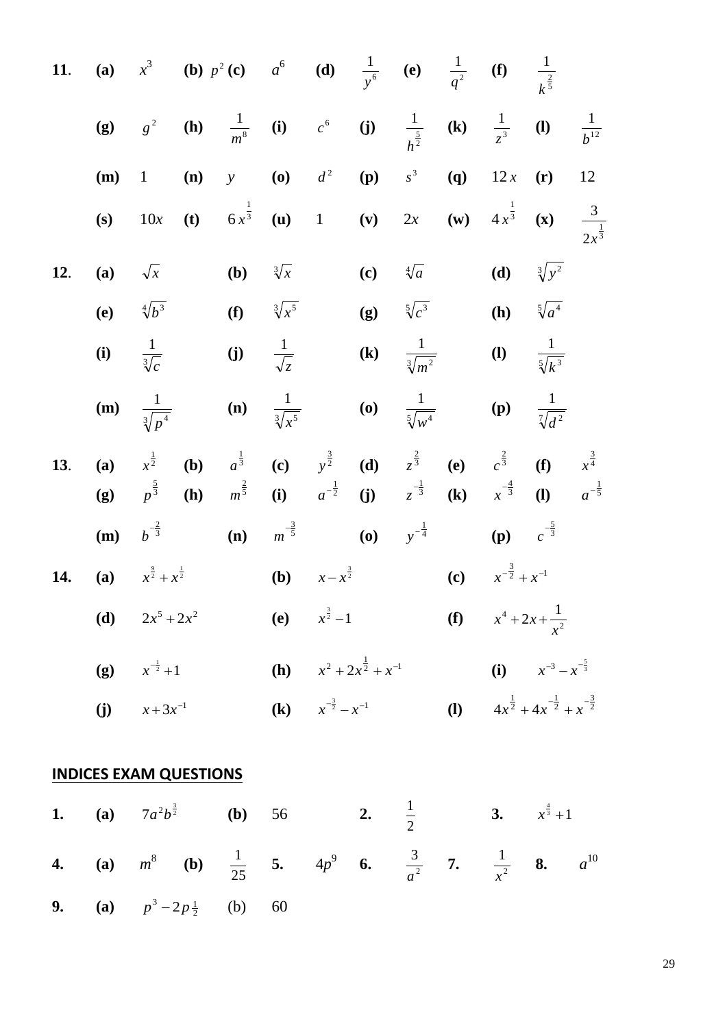**11.** **(a)** $x^3$ **(b)** $p^2$ **(c)** $a^6$ **(d)** $\frac{1}{y^6}$ **(e)** $\frac{1}{q^2}$ **(f)** $\frac{1}{k^{\frac{2}{5}}}$

**(g)** $g^2$ **(h)** $\frac{1}{m^8}$ **(i)** $c^6$ **(j)** $\frac{1}{h^{\frac{5}{2}}}$ **(k)** $\frac{1}{z^3}$ **(l)** $\frac{1}{b^{12}}$

**(m)** $1$ **(n)** $y$ **(o)** $d^2$ **(p)** $s^3$ **(q)** $12x$ **(r)** $12$

**(s)** $10x$ **(t)** $6x^{\frac{1}{3}}$ **(u)** $1$ **(v)** $2x$ **(w)** $4x^{\frac{1}{3}}$ **(x)** $\frac{3}{2x^{\frac{1}{3}}}$

**12.** **(a)** $\sqrt{x}$ **(b)** $\sqrt[3]{x}$ **(c)** $\sqrt[4]{a}$ **(d)** $\sqrt[3]{y^2}$

**(e)** $\sqrt[4]{b^3}$ **(f)** $\sqrt[3]{x^5}$ **(g)** $\sqrt[5]{c^3}$ **(h)** $\sqrt[5]{a^4}$

**(i)** $\frac{1}{\sqrt[3]{c}}$ **(j)** $\frac{1}{\sqrt{z}}$ **(k)** $\frac{1}{\sqrt[3]{m^2}}$ **(l)** $\frac{1}{\sqrt[5]{k^3}}$

**(m)** $\frac{1}{\sqrt[3]{p^4}}$ **(n)** $\frac{1}{\sqrt[3]{x^5}}$ **(o)** $\frac{1}{\sqrt[5]{w^4}}$ **(p)** $\frac{1}{\sqrt[7]{d^2}}$

**13.** **(a)** $x^{\frac{1}{2}}$ **(b)** $a^{\frac{1}{3}}$ **(c)** $y^{\frac{3}{2}}$ **(d)** $z^{\frac{2}{3}}$ **(e)** $c^{\frac{2}{3}}$ **(f)** $x^{\frac{3}{4}}$

**(g)** $p^{\frac{5}{3}}$ **(h)** $m^{\frac{2}{5}}$ **(i)** $a^{-\frac{1}{2}}$ **(j)** $z^{-\frac{1}{3}}$ **(k)** $x^{-\frac{4}{3}}$ **(l)** $a^{-\frac{1}{5}}$

**(m)** $b^{-\frac{2}{3}}$ **(n)** $m^{-\frac{3}{5}}$ **(o)** $y^{-\frac{1}{4}}$ **(p)** $c^{-\frac{5}{3}}$

**14.** **(a)** $x^{\frac{9}{2}} + x^{\frac{1}{2}}$ **(b)** $x - x^{\frac{3}{2}}$ **(c)** $x^{-\frac{3}{2}} + x^{-1}$

**(d)** $2x^5 + 2x^2$ **(e)** $x^{\frac{3}{2}} - 1$ **(f)** $x^4 + 2x + \frac{1}{x^2}$

**(g)** $x^{-\frac{1}{2}} + 1$ **(h)** $x^2 + 2x^{\frac{1}{2}} + x^{-1}$ **(i)** $x^{-3} - x^{-\frac{5}{3}}$

**(j)** $x + 3x^{-1}$ **(k)** $x^{-\frac{3}{2}} - x^{-1}$ **(l)** $4x^{\frac{1}{2}} + 4x^{-\frac{1}{2}} + x^{-\frac{3}{2}}$

## INDICES EXAM QUESTIONS

**1.** **(a)** $7a^2b^{\frac{3}{2}}$ **(b)** 56 **2.** $\frac{1}{2}$ **3.** $x^{\frac{4}{3}} + 1$

**4.** **(a)** $m^8$ **(b)** $\frac{1}{25}$ **5.** $4p^9$ **6.** $\frac{3}{a^2}$ **7.** $\frac{1}{x^2}$ **8.** $a^{10}$

**9.** **(a)** $p^3 - 2p^{\frac{1}{2}}$ (b) 60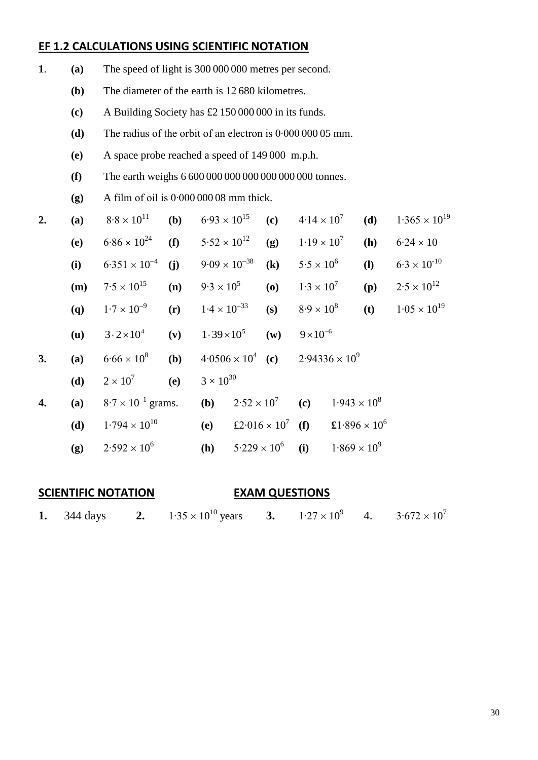## EF 1.2 CALCULATIONS USING SCIENTIFIC NOTATION

**1.**

**(a)** The speed of light is 300 000 000 metres per second.

**(b)** The diameter of the earth is 12 680 kilometres.

**(c)** A Building Society has £2 150 000 000 in its funds.

**(d)** The radius of the orbit of an electron is 0·000 000 05 mm.

**(e)** A space probe reached a speed of 149 000 m.p.h.

**(f)** The earth weighs 6 600 000 000 000 000 000 000 tonnes.

**(g)** A film of oil is 0·000 000 08 mm thick.

**2.**

| | | | | | | | |
|---|---|---|---|---|---|---|---|
| **(a)** | $8{\cdot}8 \times 10^{11}$ | **(b)** | $6{\cdot}93 \times 10^{15}$ | **(c)** | $4{\cdot}14 \times 10^{7}$ | **(d)** | $1{\cdot}365 \times 10^{19}$ |
| **(e)** | $6{\cdot}86 \times 10^{24}$ | **(f)** | $5{\cdot}52 \times 10^{12}$ | **(g)** | $1{\cdot}19 \times 10^{7}$ | **(h)** | $6{\cdot}24 \times 10$ |
| **(i)** | $6{\cdot}351 \times 10^{-4}$ | **(j)** | $9{\cdot}09 \times 10^{-38}$ | **(k)** | $5{\cdot}5 \times 10^{6}$ | **(l)** | $6{\cdot}3 \times 10^{-10}$ |
| **(m)** | $7{\cdot}5 \times 10^{15}$ | **(n)** | $9{\cdot}3 \times 10^{5}$ | **(o)** | $1{\cdot}3 \times 10^{7}$ | **(p)** | $2{\cdot}5 \times 10^{12}$ |
| **(q)** | $1{\cdot}7 \times 10^{-9}$ | **(r)** | $1{\cdot}4 \times 10^{-33}$ | **(s)** | $8{\cdot}9 \times 10^{8}$ | **(t)** | $1{\cdot}05 \times 10^{19}$ |
| **(u)** | $3{\cdot}2 \times 10^{4}$ | **(v)** | $1{\cdot}39 \times 10^{5}$ | **(w)** | $9 \times 10^{-6}$ | | |

**3.**

| | | | | | |
|---|---|---|---|---|---|
| **(a)** | $6{\cdot}66 \times 10^{8}$ | **(b)** | $4{\cdot}0506 \times 10^{4}$ | **(c)** | $2{\cdot}94336 \times 10^{9}$ |
| **(d)** | $2 \times 10^{7}$ | **(e)** | $3 \times 10^{30}$ | | |

**4.**

| | | | | | |
|---|---|---|---|---|---|
| **(a)** | $8{\cdot}7 \times 10^{-1}$ grams. | **(b)** | $2{\cdot}52 \times 10^{7}$ | **(c)** | $1{\cdot}943 \times 10^{8}$ |
| **(d)** | $1{\cdot}794 \times 10^{10}$ | **(e)** | £$2{\cdot}016 \times 10^{7}$ | **(f)** | **£**$1{\cdot}896 \times 10^{6}$ |
| **(g)** | $2{\cdot}592 \times 10^{6}$ | **(h)** | $5{\cdot}229 \times 10^{6}$ | **(i)** | $1{\cdot}869 \times 10^{9}$ |

## SCIENTIFIC NOTATION EXAM QUESTIONS

**1.** 344 days **2.** $1{\cdot}35 \times 10^{10}$ years **3.** $1{\cdot}27 \times 10^{9}$ 4. $3{\cdot}672 \times 10^{7}$